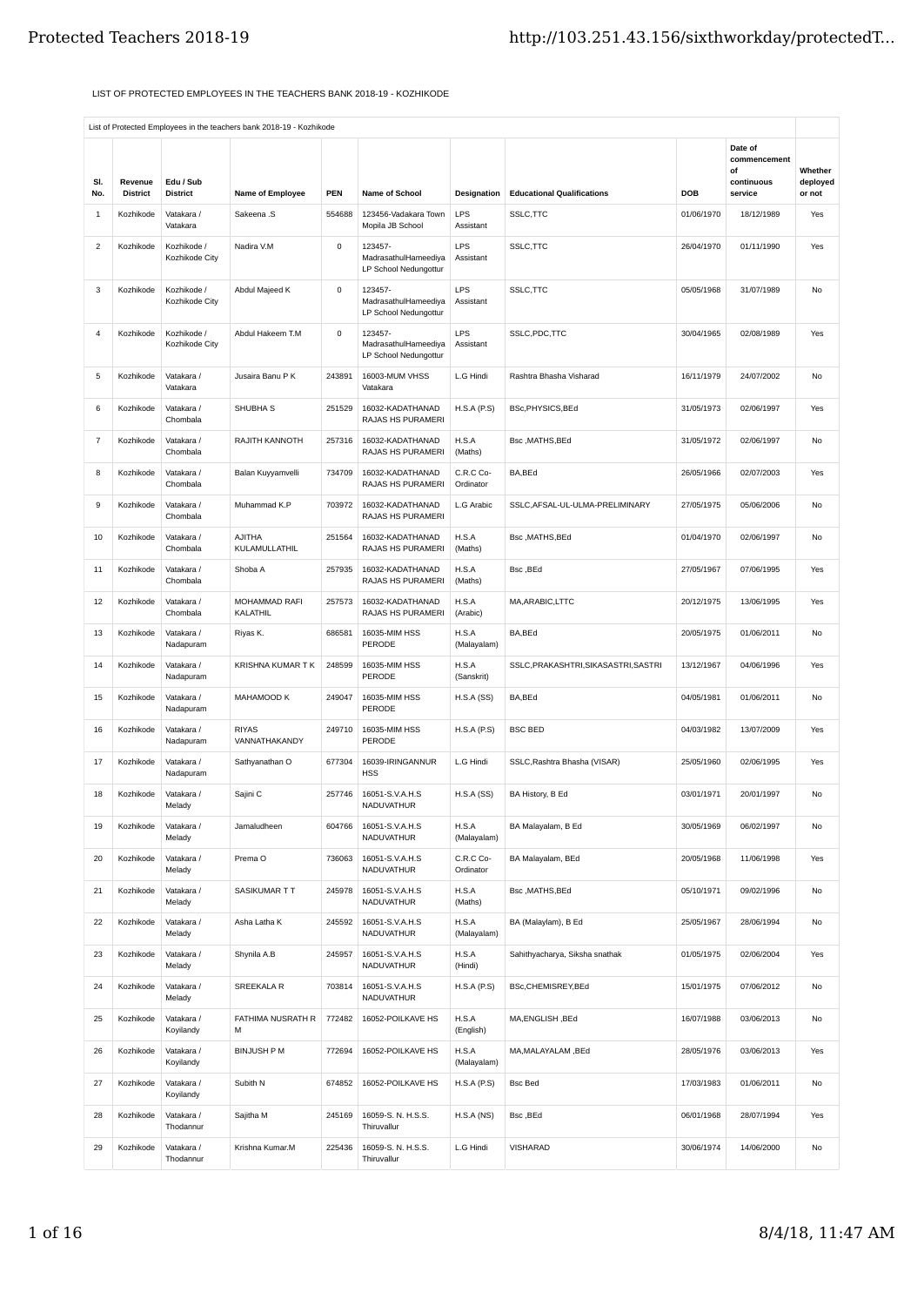LIST OF PROTECTED EMPLOYEES IN THE TEACHERS BANK 2018-19 - KOZHIKODE

| List of Protected Employees in the teachers bank 2018-19 - Kozhikode | | | | | | | | | | |
|---|---|---|---|---|---|---|---|---|---|---|
| Sl. No. | Revenue District | Edu / Sub District | Name of Employee | PEN | Name of School | Designation | Educational Qualifications | DOB | Date of commencement of continuous service | Whether deployed or not |
| 1 | Kozhikode | Vatakara / Vatakara | Sakeena .S | 554688 | 123456-Vadakara Town Mopila JB School | LPS Assistant | SSLC,TTC | 01/06/1970 | 18/12/1989 | Yes |
| 2 | Kozhikode | Kozhikode / Kozhikode City | Nadira V.M | 0 | 123457-MadrasathulHameediya LP School Nedungottur | LPS Assistant | SSLC,TTC | 26/04/1970 | 01/11/1990 | Yes |
| 3 | Kozhikode | Kozhikode / Kozhikode City | Abdul Majeed K | 0 | 123457-MadrasathulHameediya LP School Nedungottur | LPS Assistant | SSLC,TTC | 05/05/1968 | 31/07/1989 | No |
| 4 | Kozhikode | Kozhikode / Kozhikode City | Abdul Hakeem T.M | 0 | 123457-MadrasathulHameediya LP School Nedungottur | LPS Assistant | SSLC,PDC,TTC | 30/04/1965 | 02/08/1989 | Yes |
| 5 | Kozhikode | Vatakara / Vatakara | Jusaira Banu P K | 243891 | 16003-MUM VHSS Vatakara | L.G Hindi | Rashtra Bhasha Visharad | 16/11/1979 | 24/07/2002 | No |
| 6 | Kozhikode | Vatakara / Chombala | SHUBHA S | 251529 | 16032-KADATHANAD RAJAS HS PURAMERI | H.S.A (P.S) | BSc,PHYSICS,BEd | 31/05/1973 | 02/06/1997 | Yes |
| 7 | Kozhikode | Vatakara / Chombala | RAJITH KANNOTH | 257316 | 16032-KADATHANAD RAJAS HS PURAMERI | H.S.A (Maths) | Bsc ,MATHS,BEd | 31/05/1972 | 02/06/1997 | No |
| 8 | Kozhikode | Vatakara / Chombala | Balan Kuyyamvelli | 734709 | 16032-KADATHANAD RAJAS HS PURAMERI | C.R.C Co-Ordinator | BA,BEd | 26/05/1966 | 02/07/2003 | Yes |
| 9 | Kozhikode | Vatakara / Chombala | Muhammad K.P | 703972 | 16032-KADATHANAD RAJAS HS PURAMERI | L.G Arabic | SSLC,AFSAL-UL-ULMA-PRELIMINARY | 27/05/1975 | 05/06/2006 | No |
| 10 | Kozhikode | Vatakara / Chombala | AJITHA KULAMULLATHIL | 251564 | 16032-KADATHANAD RAJAS HS PURAMERI | H.S.A (Maths) | Bsc ,MATHS,BEd | 01/04/1970 | 02/06/1997 | No |
| 11 | Kozhikode | Vatakara / Chombala | Shoba A | 257935 | 16032-KADATHANAD RAJAS HS PURAMERI | H.S.A (Maths) | Bsc ,BEd | 27/05/1967 | 07/06/1995 | Yes |
| 12 | Kozhikode | Vatakara / Chombala | MOHAMMAD RAFI KALATHIL | 257573 | 16032-KADATHANAD RAJAS HS PURAMERI | H.S.A (Arabic) | MA,ARABIC,LTTC | 20/12/1975 | 13/06/1995 | Yes |
| 13 | Kozhikode | Vatakara / Nadapuram | Riyas K. | 686581 | 16035-MIM HSS PERODE | H.S.A (Malayalam) | BA,BEd | 20/05/1975 | 01/06/2011 | No |
| 14 | Kozhikode | Vatakara / Nadapuram | KRISHNA KUMAR T K | 248599 | 16035-MIM HSS PERODE | H.S.A (Sanskrit) | SSLC,PRAKASHTRI,SIKASASTRI,SASTRI | 13/12/1967 | 04/06/1996 | Yes |
| 15 | Kozhikode | Vatakara / Nadapuram | MAHAMOOD K | 249047 | 16035-MIM HSS PERODE | H.S.A (SS) | BA,BEd | 04/05/1981 | 01/06/2011 | No |
| 16 | Kozhikode | Vatakara / Nadapuram | RIYAS VANNATHAKANDY | 249710 | 16035-MIM HSS PERODE | H.S.A (P.S) | BSC BED | 04/03/1982 | 13/07/2009 | Yes |
| 17 | Kozhikode | Vatakara / Nadapuram | Sathyanathan O | 677304 | 16039-IRINGANNUR HSS | L.G Hindi | SSLC,Rashtra Bhasha (VISAR) | 25/05/1960 | 02/06/1995 | Yes |
| 18 | Kozhikode | Vatakara / Melady | Sajini C | 257746 | 16051-S.V.A.H.S NADUVATHUR | H.S.A (SS) | BA History, B Ed | 03/01/1971 | 20/01/1997 | No |
| 19 | Kozhikode | Vatakara / Melady | Jamaludheen | 604766 | 16051-S.V.A.H.S NADUVATHUR | H.S.A (Malayalam) | BA Malayalam, B Ed | 30/05/1969 | 06/02/1997 | No |
| 20 | Kozhikode | Vatakara / Melady | Prema O | 736063 | 16051-S.V.A.H.S NADUVATHUR | C.R.C Co-Ordinator | BA Malayalam, BEd | 20/05/1968 | 11/06/1998 | Yes |
| 21 | Kozhikode | Vatakara / Melady | SASIKUMAR T T | 245978 | 16051-S.V.A.H.S NADUVATHUR | H.S.A (Maths) | Bsc ,MATHS,BEd | 05/10/1971 | 09/02/1996 | No |
| 22 | Kozhikode | Vatakara / Melady | Asha Latha K | 245592 | 16051-S.V.A.H.S NADUVATHUR | H.S.A (Malayalam) | BA (Malaylam), B Ed | 25/05/1967 | 28/06/1994 | No |
| 23 | Kozhikode | Vatakara / Melady | Shynila A.B | 245957 | 16051-S.V.A.H.S NADUVATHUR | H.S.A (Hindi) | Sahithyacharya, Siksha snathak | 01/05/1975 | 02/06/2004 | Yes |
| 24 | Kozhikode | Vatakara / Melady | SREEKALA R | 703814 | 16051-S.V.A.H.S NADUVATHUR | H.S.A (P.S) | BSc,CHEMISREY,BEd | 15/01/1975 | 07/06/2012 | No |
| 25 | Kozhikode | Vatakara / Koyilandy | FATHIMA NUSRATH R M | 772482 | 16052-POILKAVE HS | H.S.A (English) | MA,ENGLISH ,BEd | 16/07/1988 | 03/06/2013 | No |
| 26 | Kozhikode | Vatakara / Koyilandy | BINJUSH P M | 772694 | 16052-POILKAVE HS | H.S.A (Malayalam) | MA,MALAYALAM ,BEd | 28/05/1976 | 03/06/2013 | Yes |
| 27 | Kozhikode | Vatakara / Koyilandy | Subith N | 674852 | 16052-POILKAVE HS | H.S.A (P.S) | Bsc Bed | 17/03/1983 | 01/06/2011 | No |
| 28 | Kozhikode | Vatakara / Thodannur | Sajitha M | 245169 | 16059-S. N. H.S.S. Thiruvallur | H.S.A (NS) | Bsc ,BEd | 06/01/1968 | 28/07/1994 | Yes |
| 29 | Kozhikode | Vatakara / Thodannur | Krishna Kumar.M | 225436 | 16059-S. N. H.S.S. Thiruvallur | L.G Hindi | VISHARAD | 30/06/1974 | 14/06/2000 | No |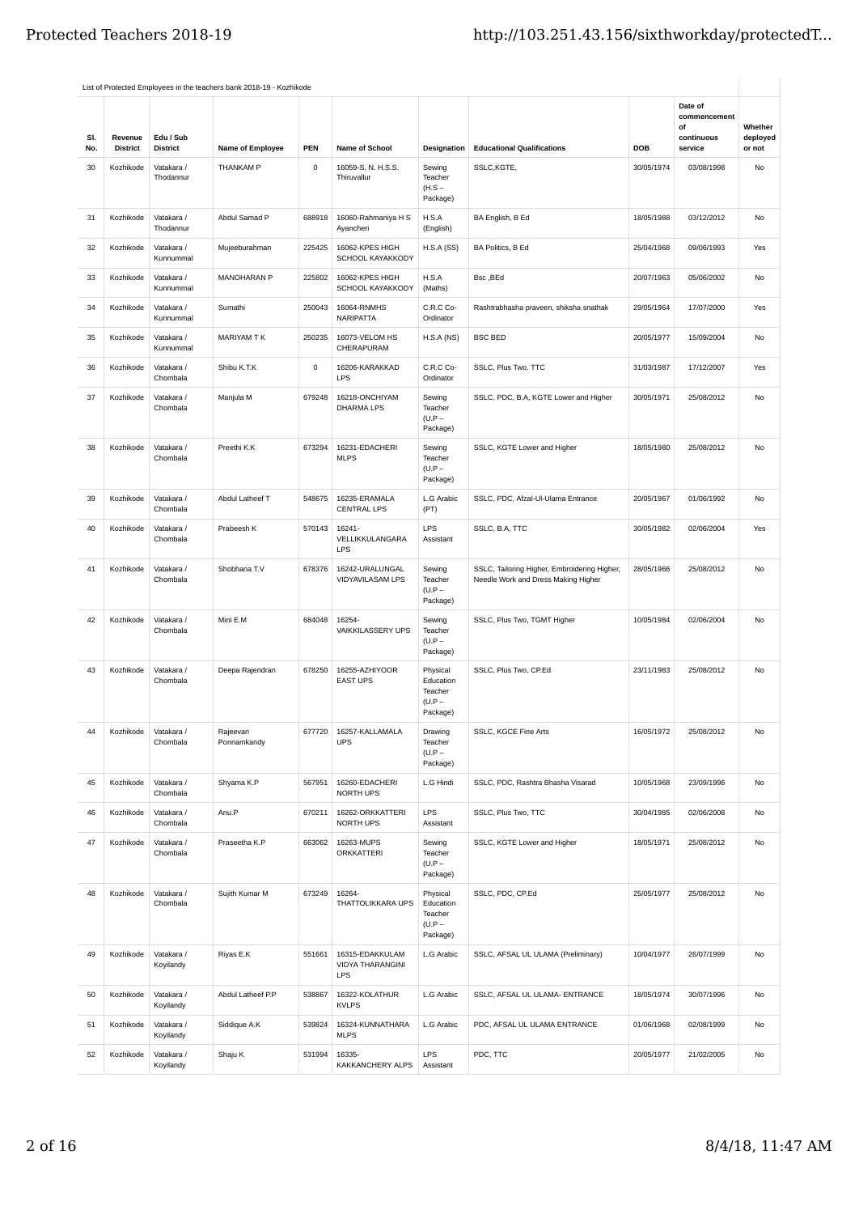List of Protected Employees in the teachers bank 2018-19 - Kozhikode

| Sl. No. | Revenue District | Edu / Sub District | Name of Employee | PEN | Name of School | Designation | Educational Qualifications | DOB | Date of commencement of continuous service | Whether deployed or not |
|---|---|---|---|---|---|---|---|---|---|---|
| 30 | Kozhikode | Vatakara / Thodannur | THANKAM P | 0 | 16059-S. N. H.S.S. Thiruvallur | Sewing Teacher (H.S – Package) | SSLC,KGTE, | 30/05/1974 | 03/08/1998 | No |
| 31 | Kozhikode | Vatakara / Thodannur | Abdul Samad P | 688918 | 16060-Rahmaniya H S Ayancheri | H.S.A (English) | BA English, B Ed | 18/05/1988 | 03/12/2012 | No |
| 32 | Kozhikode | Vatakara / Kunnummal | Mujeeburahman | 225425 | 16062-KPES HIGH SCHOOL KAYAKKODY | H.S.A (SS) | BA Politics, B Ed | 25/04/1968 | 09/06/1993 | Yes |
| 33 | Kozhikode | Vatakara / Kunnummal | MANOHARAN P | 225802 | 16062-KPES HIGH SCHOOL KAYAKKODY | H.S.A (Maths) | Bsc ,BEd | 20/07/1963 | 05/06/2002 | No |
| 34 | Kozhikode | Vatakara / Kunnummal | Sumathi | 250043 | 16064-RNMHS NARIPATTA | C.R.C Co-Ordinator | Rashtrabhasha praveen, shiksha snathak | 29/05/1964 | 17/07/2000 | Yes |
| 35 | Kozhikode | Vatakara / Kunnummal | MARIYAM T K | 250235 | 16073-VELOM HS CHERAPURAM | H.S.A (NS) | BSC BED | 20/05/1977 | 15/09/2004 | No |
| 36 | Kozhikode | Vatakara / Chombala | Shibu K.T.K | 0 | 16206-KARAKKAD LPS | C.R.C Co-Ordinator | SSLC, Plus Two. TTC | 31/03/1987 | 17/12/2007 | Yes |
| 37 | Kozhikode | Vatakara / Chombala | Manjula M | 679248 | 16218-ONCHIYAM DHARMA LPS | Sewing Teacher (U.P – Package) | SSLC, PDC, B.A, KGTE Lower and Higher | 30/05/1971 | 25/08/2012 | No |
| 38 | Kozhikode | Vatakara / Chombala | Preethi K.K | 673294 | 16231-EDACHERI MLPS | Sewing Teacher (U.P – Package) | SSLC, KGTE Lower and Higher | 18/05/1980 | 25/08/2012 | No |
| 39 | Kozhikode | Vatakara / Chombala | Abdul Latheef T | 548675 | 16235-ERAMALA CENTRAL LPS | L.G Arabic (PT) | SSLC, PDC, Afzal-Ul-Ulama Entrance | 20/05/1967 | 01/06/1992 | No |
| 40 | Kozhikode | Vatakara / Chombala | Prabeesh K | 570143 | 16241-VELLIKKULANGARA LPS | LPS Assistant | SSLC, B.A, TTC | 30/05/1982 | 02/06/2004 | Yes |
| 41 | Kozhikode | Vatakara / Chombala | Shobhana T.V | 678376 | 16242-URALUNGAL VIDYAVILASAM LPS | Sewing Teacher (U.P – Package) | SSLC, Tailoring Higher, Embroidering Higher, Needle Work and Dress Making Higher | 28/05/1966 | 25/08/2012 | No |
| 42 | Kozhikode | Vatakara / Chombala | Mini E.M | 684048 | 16254-VAIKKILASSERY UPS | Sewing Teacher (U.P – Package) | SSLC, Plus Two, TGMT Higher | 10/05/1984 | 02/06/2004 | No |
| 43 | Kozhikode | Vatakara / Chombala | Deepa Rajendran | 678250 | 16255-AZHIYOOR EAST UPS | Physical Education Teacher (U.P – Package) | SSLC, Plus Two, CP.Ed | 23/11/1983 | 25/08/2012 | No |
| 44 | Kozhikode | Vatakara / Chombala | Rajeevan Ponnamkandy | 677720 | 16257-KALLAMALA UPS | Drawing Teacher (U.P – Package) | SSLC, KGCE Fine Arts | 16/05/1972 | 25/08/2012 | No |
| 45 | Kozhikode | Vatakara / Chombala | Shyama K.P | 567951 | 16260-EDACHERI NORTH UPS | L.G Hindi | SSLC, PDC, Rashtra Bhasha Visarad | 10/05/1968 | 23/09/1996 | No |
| 46 | Kozhikode | Vatakara / Chombala | Anu.P | 670211 | 16262-ORKKATTERI NORTH UPS | LPS Assistant | SSLC, Plus Two, TTC | 30/04/1985 | 02/06/2008 | No |
| 47 | Kozhikode | Vatakara / Chombala | Praseetha K.P | 663062 | 16263-MUPS ORKKATTERI | Sewing Teacher (U.P – Package) | SSLC, KGTE Lower and Higher | 18/05/1971 | 25/08/2012 | No |
| 48 | Kozhikode | Vatakara / Chombala | Sujith Kumar M | 673249 | 16264-THATTOLIKKARA UPS | Physical Education Teacher (U.P – Package) | SSLC, PDC, CP.Ed | 25/05/1977 | 25/08/2012 | No |
| 49 | Kozhikode | Vatakara / Koyilandy | Riyas E.K | 551661 | 16315-EDAKKULAM VIDYA THARANGINI LPS | L.G Arabic | SSLC, AFSAL UL ULAMA (Preliminary) | 10/04/1977 | 26/07/1999 | No |
| 50 | Kozhikode | Vatakara / Koyilandy | Abdul Latheef P.P | 538867 | 16322-KOLATHUR KVLPS | L.G Arabic | SSLC, AFSAL UL ULAMA- ENTRANCE | 18/05/1974 | 30/07/1996 | No |
| 51 | Kozhikode | Vatakara / Koyilandy | Siddique A.K | 539824 | 16324-KUNNATHARA MLPS | L.G Arabic | PDC, AFSAL UL ULAMA ENTRANCE | 01/06/1968 | 02/08/1999 | No |
| 52 | Kozhikode | Vatakara / Koyilandy | Shaju K | 531994 | 16335-KAKKANCHERY ALPS | LPS Assistant | PDC, TTC | 20/05/1977 | 21/02/2005 | No |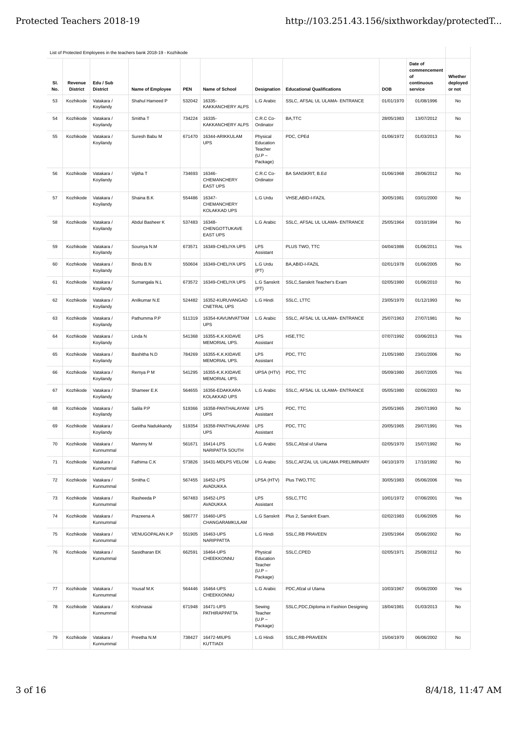List of Protected Employees in the teachers bank 2018-19 - Kozhikode

| Sl. No. | Revenue District | Edu / Sub District | Name of Employee | PEN | Name of School | Designation | Educational Qualifications | DOB | Date of commencement of continuous service | Whether deployed or not |
|---|---|---|---|---|---|---|---|---|---|---|
| 53 | Kozhikode | Vatakara / Koyilandy | Shahul Hameed P | 532042 | 16335-KAKKANCHERY ALPS | L.G Arabic | SSLC, AFSAL UL ULAMA- ENTRANCE | 01/01/1970 | 01/08/1996 | No |
| 54 | Kozhikode | Vatakara / Koyilandy | Smitha T | 734224 | 16335-KAKKANCHERY ALPS | C.R.C Co-Ordinator | BA,TTC | 28/05/1983 | 13/07/2012 | No |
| 55 | Kozhikode | Vatakara / Koyilandy | Suresh Babu M | 671470 | 16344-ARIKKULAM UPS | Physical Education Teacher (U.P – Package) | PDC, CPEd | 01/06/1972 | 01/03/2013 | No |
| 56 | Kozhikode | Vatakara / Koyilandy | Vijitha T | 734693 | 16346-CHEMANCHERY EAST UPS | C.R.C Co-Ordinator | BA SANSKRIT, B.Ed | 01/06/1968 | 28/06/2012 | No |
| 57 | Kozhikode | Vatakara / Koyilandy | Shaina B.K | 554486 | 16347-CHEMANCHERY KOLAKKAD UPS | L.G Urdu | VHSE,ABID-I-FAZIL | 30/05/1981 | 03/01/2000 | No |
| 58 | Kozhikode | Vatakara / Koyilandy | Abdul Basheer K | 537483 | 16348-CHENGOTTUKAVE EAST UPS | L.G Arabic | SSLC, AFSAL UL ULAMA- ENTRANCE | 25/05/1964 | 03/10/1994 | No |
| 59 | Kozhikode | Vatakara / Koyilandy | Soumya N.M | 673571 | 16349-CHELIYA UPS | LPS Assistant | PLUS TWO, TTC | 04/04/1986 | 01/06/2011 | Yes |
| 60 | Kozhikode | Vatakara / Koyilandy | Bindu B.N | 550604 | 16349-CHELIYA UPS | L.G Urdu (PT) | BA,ABID-I-FAZIL | 02/01/1978 | 01/06/2005 | No |
| 61 | Kozhikode | Vatakara / Koyilandy | Sumangala N.L | 673572 | 16349-CHELIYA UPS | L.G Sanskrit (PT) | SSLC,Sanskrit Teacher's Exam | 02/05/1980 | 01/06/2010 | No |
| 62 | Kozhikode | Vatakara / Koyilandy | Anilkumar N.E | 524482 | 16352-KURUVANGAD CNETRAL UPS | L.G Hindi | SSLC, LTTC | 23/05/1970 | 01/12/1993 | No |
| 63 | Kozhikode | Vatakara / Koyilandy | Pathumma P.P | 511319 | 16354-KAVUMVATTAM UPS | L.G Arabic | SSLC, AFSAL UL ULAMA- ENTRANCE | 25/07/1963 | 27/07/1981 | No |
| 64 | Kozhikode | Vatakara / Koyilandy | Linda N | 541368 | 16355-K.K.KIDAVE MEMORIAL UPS. | LPS Assistant | HSE,TTC | 07/07/1992 | 03/06/2013 | Yes |
| 65 | Kozhikode | Vatakara / Koyilandy | Bashitha N.D | 784269 | 16355-K.K.KIDAVE MEMORIAL UPS. | LPS Assistant | PDC, TTC | 21/05/1980 | 23/01/2006 | No |
| 66 | Kozhikode | Vatakara / Koyilandy | Remya P M | 541295 | 16355-K.K.KIDAVE MEMORIAL UPS. | UPSA (HTV) | PDC, TTC | 05/09/1980 | 26/07/2005 | Yes |
| 67 | Kozhikode | Vatakara / Koyilandy | Shameer E.K | 564655 | 16356-EDAKKARA KOLAKKAD UPS | L.G Arabic | SSLC, AFSAL UL ULAMA- ENTRANCE | 05/05/1980 | 02/06/2003 | No |
| 68 | Kozhikode | Vatakara / Koyilandy | Salila P.P | 519366 | 16358-PANTHALAYANI UPS | LPS Assistant | PDC, TTC | 25/05/1965 | 29/07/1993 | No |
| 69 | Kozhikode | Vatakara / Koyilandy | Geetha Nadukkandy | 519354 | 16358-PANTHALAYANI UPS | LPS Assistant | PDC, TTC | 20/05/1965 | 29/07/1991 | Yes |
| 70 | Kozhikode | Vatakara / Kunnummal | Mammy M | 561671 | 16414-LPS NARIPATTA SOUTH | L.G Arabic | SSLC,Afzal ul Ulama | 02/05/1970 | 15/07/1992 | No |
| 71 | Kozhikode | Vatakara / Kunnummal | Fathima C.K | 573826 | 16431-MDLPS VELOM | L.G Arabic | SSLC,AFZAL UL UALAMA PRELIMINARY | 04/10/1970 | 17/10/1992 | No |
| 72 | Kozhikode | Vatakara / Kunnummal | Smitha C | 567455 | 16452-LPS AVADUKKA | LPSA (HTV) | Plus TWO,TTC | 30/05/1983 | 05/06/2006 | Yes |
| 73 | Kozhikode | Vatakara / Kunnummal | Rasheeda P | 567483 | 16452-LPS AVADUKKA | LPS Assistant | SSLC,TTC | 10/01/1972 | 07/06/2001 | Yes |
| 74 | Kozhikode | Vatakara / Kunnummal | Prazeena A | 586777 | 16460-UPS CHANGARAMKULAM | L.G Sanskrit | Plus 2, Sanskrit Exam. | 02/02/1983 | 01/06/2005 | No |
| 75 | Kozhikode | Vatakara / Kunnummal | VENUGOPALAN K.P | 551905 | 16463-UPS NARIPPATTA | L.G Hindi | SSLC,RB PRAVEEN | 23/05/1964 | 05/06/2002 | No |
| 76 | Kozhikode | Vatakara / Kunnummal | Sasidharan EK | 662591 | 16464-UPS CHEEKKONNU | Physical Education Teacher (U.P – Package) | SSLC,CPED | 02/05/1971 | 25/08/2012 | No |
| 77 | Kozhikode | Vatakara / Kunnummal | Yousaf M.K | 564446 | 16464-UPS CHEEKKONNU | L.G Arabic | PDC,Afzal ul Ulama | 10/03/1967 | 05/06/2000 | Yes |
| 78 | Kozhikode | Vatakara / Kunnummal | Krishnasai | 671948 | 16471-UPS PATHIRAPPATTA | Sewing Teacher (U.P – Package) | SSLC,PDC,Diploma in Fashion Designing | 18/04/1981 | 01/03/2013 | No |
| 79 | Kozhikode | Vatakara / Kunnummal | Preetha N.M | 738427 | 16472-MIUPS KUTTIADI | L.G Hindi | SSLC,RB-PRAVEEN | 15/04/1970 | 06/06/2002 | No |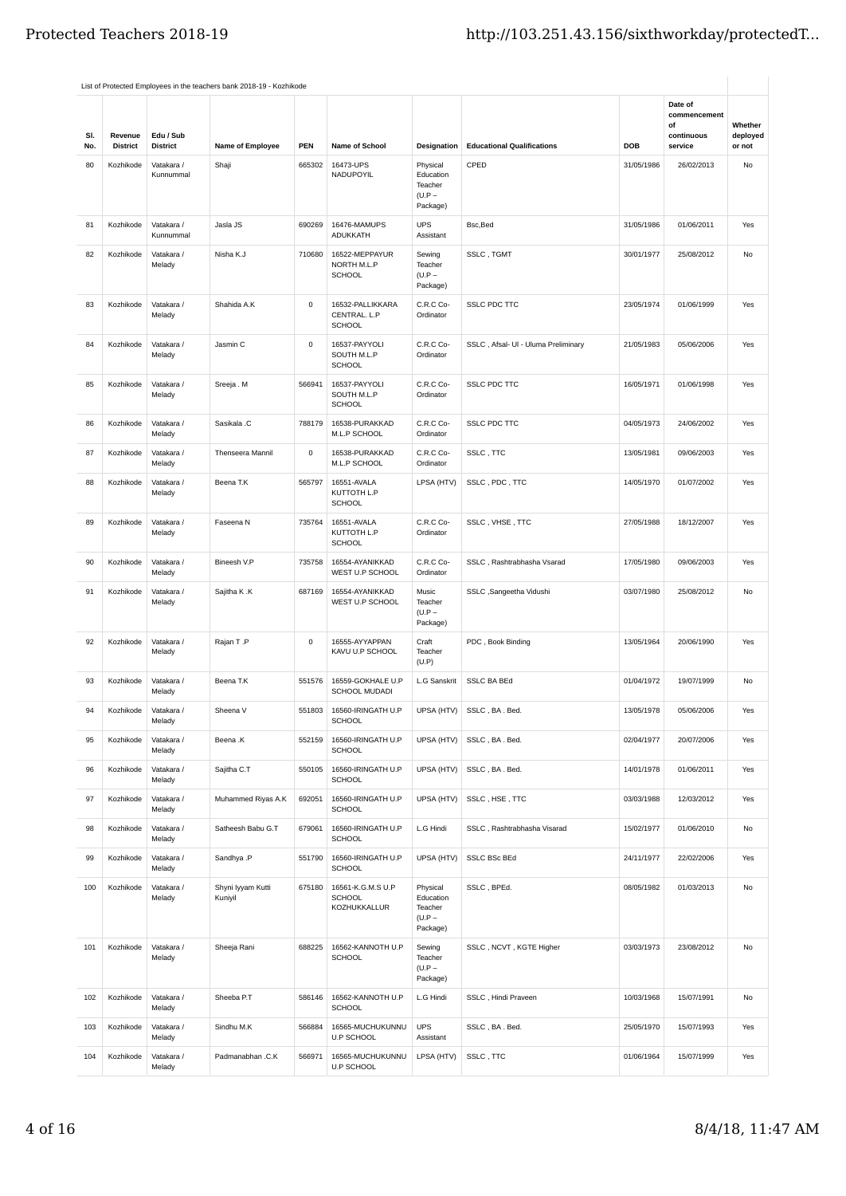List of Protected Employees in the teachers bank 2018-19 - Kozhikode

| Sl. No. | Revenue District | Edu / Sub District | Name of Employee | PEN | Name of School | Designation | Educational Qualifications | DOB | Date of commencement of continuous service | Whether deployed or not |
|---|---|---|---|---|---|---|---|---|---|---|
| 80 | Kozhikode | Vatakara / Kunnummal | Shaji | 665302 | 16473-UPS NADUPOYIL | Physical Education Teacher (U.P – Package) | CPED | 31/05/1986 | 26/02/2013 | No |
| 81 | Kozhikode | Vatakara / Kunnummal | Jasla JS | 690269 | 16476-MAMUPS ADUKKATH | UPS Assistant | Bsc,Bed | 31/05/1986 | 01/06/2011 | Yes |
| 82 | Kozhikode | Vatakara / Melady | Nisha K.J | 710680 | 16522-MEPPAYUR NORTH M.L.P SCHOOL | Sewing Teacher (U.P – Package) | SSLC , TGMT | 30/01/1977 | 25/08/2012 | No |
| 83 | Kozhikode | Vatakara / Melady | Shahida A.K | 0 | 16532-PALLIKKARA CENTRAL. L.P SCHOOL | C.R.C Co-Ordinator | SSLC PDC TTC | 23/05/1974 | 01/06/1999 | Yes |
| 84 | Kozhikode | Vatakara / Melady | Jasmin C | 0 | 16537-PAYYOLI SOUTH M.L.P SCHOOL | C.R.C Co-Ordinator | SSLC , Afsal- Ul - Uluma Preliminary | 21/05/1983 | 05/06/2006 | Yes |
| 85 | Kozhikode | Vatakara / Melady | Sreeja . M | 566941 | 16537-PAYYOLI SOUTH M.L.P SCHOOL | C.R.C Co-Ordinator | SSLC PDC TTC | 16/05/1971 | 01/06/1998 | Yes |
| 86 | Kozhikode | Vatakara / Melady | Sasikala .C | 788179 | 16538-PURAKKAD M.L.P SCHOOL | C.R.C Co-Ordinator | SSLC PDC TTC | 04/05/1973 | 24/06/2002 | Yes |
| 87 | Kozhikode | Vatakara / Melady | Thenseera Mannil | 0 | 16538-PURAKKAD M.L.P SCHOOL | C.R.C Co-Ordinator | SSLC , TTC | 13/05/1981 | 09/06/2003 | Yes |
| 88 | Kozhikode | Vatakara / Melady | Beena T.K | 565797 | 16551-AVALA KUTTOTH L.P SCHOOL | LPSA (HTV) | SSLC , PDC , TTC | 14/05/1970 | 01/07/2002 | Yes |
| 89 | Kozhikode | Vatakara / Melady | Faseena N | 735764 | 16551-AVALA KUTTOTH L.P SCHOOL | C.R.C Co-Ordinator | SSLC , VHSE , TTC | 27/05/1988 | 18/12/2007 | Yes |
| 90 | Kozhikode | Vatakara / Melady | Bineesh V.P | 735758 | 16554-AYANIKKAD WEST U.P SCHOOL | C.R.C Co-Ordinator | SSLC , Rashtrabhasha Vsarad | 17/05/1980 | 09/06/2003 | Yes |
| 91 | Kozhikode | Vatakara / Melady | Sajitha K .K | 687169 | 16554-AYANIKKAD WEST U.P SCHOOL | Music Teacher (U.P – Package) | SSLC ,Sangeetha Vidushi | 03/07/1980 | 25/08/2012 | No |
| 92 | Kozhikode | Vatakara / Melady | Rajan T .P | 0 | 16555-AYYAPPAN KAVU U.P SCHOOL | Craft Teacher (U.P) | PDC , Book Binding | 13/05/1964 | 20/06/1990 | Yes |
| 93 | Kozhikode | Vatakara / Melady | Beena T.K | 551576 | 16559-GOKHALE U.P SCHOOL MUDADI | L.G Sanskrit | SSLC BA BEd | 01/04/1972 | 19/07/1999 | No |
| 94 | Kozhikode | Vatakara / Melady | Sheena V | 551803 | 16560-IRINGATH U.P SCHOOL | UPSA (HTV) | SSLC , BA . Bed. | 13/05/1978 | 05/06/2006 | Yes |
| 95 | Kozhikode | Vatakara / Melady | Beena .K | 552159 | 16560-IRINGATH U.P SCHOOL | UPSA (HTV) | SSLC , BA . Bed. | 02/04/1977 | 20/07/2006 | Yes |
| 96 | Kozhikode | Vatakara / Melady | Sajitha C.T | 550105 | 16560-IRINGATH U.P SCHOOL | UPSA (HTV) | SSLC , BA . Bed. | 14/01/1978 | 01/06/2011 | Yes |
| 97 | Kozhikode | Vatakara / Melady | Muhammed Riyas A.K | 692051 | 16560-IRINGATH U.P SCHOOL | UPSA (HTV) | SSLC , HSE , TTC | 03/03/1988 | 12/03/2012 | Yes |
| 98 | Kozhikode | Vatakara / Melady | Satheesh Babu G.T | 679061 | 16560-IRINGATH U.P SCHOOL | L.G Hindi | SSLC , Rashtrabhasha Visarad | 15/02/1977 | 01/06/2010 | No |
| 99 | Kozhikode | Vatakara / Melady | Sandhya .P | 551790 | 16560-IRINGATH U.P SCHOOL | UPSA (HTV) | SSLC BSc BEd | 24/11/1977 | 22/02/2006 | Yes |
| 100 | Kozhikode | Vatakara / Melady | Shyni Iyyam Kutti Kuniyil | 675180 | 16561-K.G.M.S U.P SCHOOL KOZHUKKALLUR | Physical Education Teacher (U.P – Package) | SSLC , BPEd. | 08/05/1982 | 01/03/2013 | No |
| 101 | Kozhikode | Vatakara / Melady | Sheeja Rani | 688225 | 16562-KANNOTH U.P SCHOOL | Sewing Teacher (U.P – Package) | SSLC , NCVT , KGTE Higher | 03/03/1973 | 23/08/2012 | No |
| 102 | Kozhikode | Vatakara / Melady | Sheeba P.T | 586146 | 16562-KANNOTH U.P SCHOOL | L.G Hindi | SSLC , Hindi Praveen | 10/03/1968 | 15/07/1991 | No |
| 103 | Kozhikode | Vatakara / Melady | Sindhu M.K | 566884 | 16565-MUCHUKUNNU U.P SCHOOL | UPS Assistant | SSLC , BA . Bed. | 25/05/1970 | 15/07/1993 | Yes |
| 104 | Kozhikode | Vatakara / Melady | Padmanabhan .C.K | 566971 | 16565-MUCHUKUNNU U.P SCHOOL | LPSA (HTV) | SSLC , TTC | 01/06/1964 | 15/07/1999 | Yes |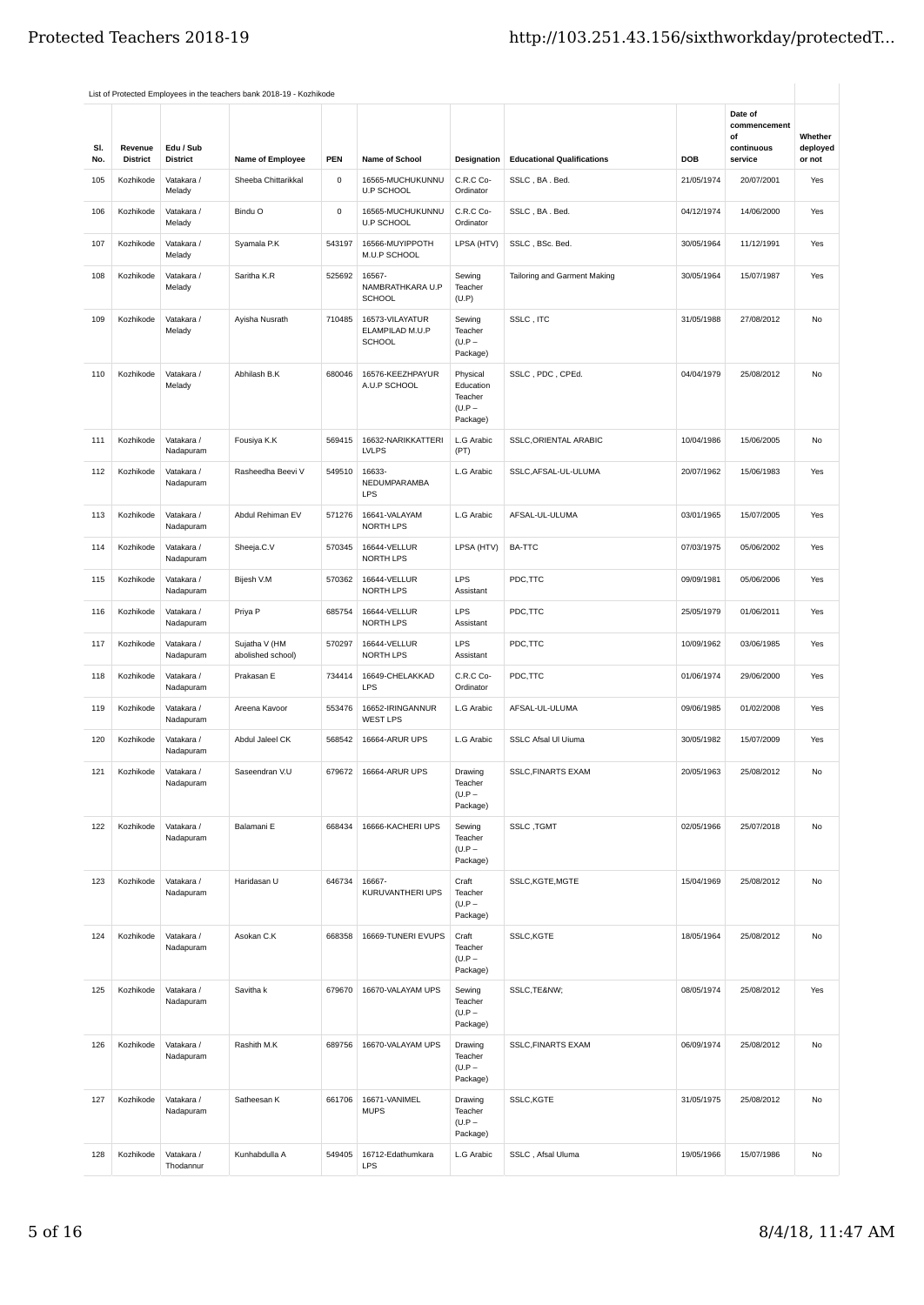List of Protected Employees in the teachers bank 2018-19 - Kozhikode

| Sl. No. | Revenue District | Edu / Sub District | Name of Employee | PEN | Name of School | Designation | Educational Qualifications | DOB | Date of commencement of continuous service | Whether deployed or not |
|---|---|---|---|---|---|---|---|---|---|---|
| 105 | Kozhikode | Vatakara / Melady | Sheeba Chittarikkal | 0 | 16565-MUCHUKUNNU U.P SCHOOL | C.R.C Co-Ordinator | SSLC , BA . Bed. | 21/05/1974 | 20/07/2001 | Yes |
| 106 | Kozhikode | Vatakara / Melady | Bindu O | 0 | 16565-MUCHUKUNNU U.P SCHOOL | C.R.C Co-Ordinator | SSLC , BA . Bed. | 04/12/1974 | 14/06/2000 | Yes |
| 107 | Kozhikode | Vatakara / Melady | Syamala P.K | 543197 | 16566-MUYIPPOTH M.U.P SCHOOL | LPSA (HTV) | SSLC , BSc. Bed. | 30/05/1964 | 11/12/1991 | Yes |
| 108 | Kozhikode | Vatakara / Melady | Saritha K.R | 525692 | 16567-NAMBRATHKARA U.P SCHOOL | Sewing Teacher (U.P) | Tailoring and Garment Making | 30/05/1964 | 15/07/1987 | Yes |
| 109 | Kozhikode | Vatakara / Melady | Ayisha Nusrath | 710485 | 16573-VILAYATUR ELAMPILAD M.U.P SCHOOL | Sewing Teacher (U.P – Package) | SSLC , ITC | 31/05/1988 | 27/08/2012 | No |
| 110 | Kozhikode | Vatakara / Melady | Abhilash B.K | 680046 | 16576-KEEZHPAYUR A.U.P SCHOOL | Physical Education Teacher (U.P – Package) | SSLC , PDC , CPEd. | 04/04/1979 | 25/08/2012 | No |
| 111 | Kozhikode | Vatakara / Nadapuram | Fousiya K.K | 569415 | 16632-NARIKKATTERI LVLPS | L.G Arabic (PT) | SSLC,ORIENTAL ARABIC | 10/04/1986 | 15/06/2005 | No |
| 112 | Kozhikode | Vatakara / Nadapuram | Rasheedha Beevi V | 549510 | 16633-NEDUMPARAMBA LPS | L.G Arabic | SSLC,AFSAL-UL-ULUMA | 20/07/1962 | 15/06/1983 | Yes |
| 113 | Kozhikode | Vatakara / Nadapuram | Abdul Rehiman EV | 571276 | 16641-VALAYAM NORTH LPS | L.G Arabic | AFSAL-UL-ULUMA | 03/01/1965 | 15/07/2005 | Yes |
| 114 | Kozhikode | Vatakara / Nadapuram | Sheeja.C.V | 570345 | 16644-VELLUR NORTH LPS | LPSA (HTV) | BA-TTC | 07/03/1975 | 05/06/2002 | Yes |
| 115 | Kozhikode | Vatakara / Nadapuram | Bijesh V.M | 570362 | 16644-VELLUR NORTH LPS | LPS Assistant | PDC,TTC | 09/09/1981 | 05/06/2006 | Yes |
| 116 | Kozhikode | Vatakara / Nadapuram | Priya P | 685754 | 16644-VELLUR NORTH LPS | LPS Assistant | PDC,TTC | 25/05/1979 | 01/06/2011 | Yes |
| 117 | Kozhikode | Vatakara / Nadapuram | Sujatha V (HM abolished school) | 570297 | 16644-VELLUR NORTH LPS | LPS Assistant | PDC,TTC | 10/09/1962 | 03/06/1985 | Yes |
| 118 | Kozhikode | Vatakara / Nadapuram | Prakasan E | 734414 | 16649-CHELAKKAD LPS | C.R.C Co-Ordinator | PDC,TTC | 01/06/1974 | 29/06/2000 | Yes |
| 119 | Kozhikode | Vatakara / Nadapuram | Areena Kavoor | 553476 | 16652-IRINGANNUR WEST LPS | L.G Arabic | AFSAL-UL-ULUMA | 09/06/1985 | 01/02/2008 | Yes |
| 120 | Kozhikode | Vatakara / Nadapuram | Abdul Jaleel CK | 568542 | 16664-ARUR UPS | L.G Arabic | SSLC Afsal Ul Uiuma | 30/05/1982 | 15/07/2009 | Yes |
| 121 | Kozhikode | Vatakara / Nadapuram | Saseendran V.U | 679672 | 16664-ARUR UPS | Drawing Teacher (U.P – Package) | SSLC,FINARTS EXAM | 20/05/1963 | 25/08/2012 | No |
| 122 | Kozhikode | Vatakara / Nadapuram | Balamani E | 668434 | 16666-KACHERI UPS | Sewing Teacher (U.P – Package) | SSLC ,TGMT | 02/05/1966 | 25/07/2018 | No |
| 123 | Kozhikode | Vatakara / Nadapuram | Haridasan U | 646734 | 16667-KURUVANTHERI UPS | Craft Teacher (U.P – Package) | SSLC,KGTE,MGTE | 15/04/1969 | 25/08/2012 | No |
| 124 | Kozhikode | Vatakara / Nadapuram | Asokan C.K | 668358 | 16669-TUNERI EVUPS | Craft Teacher (U.P – Package) | SSLC,KGTE | 18/05/1964 | 25/08/2012 | No |
| 125 | Kozhikode | Vatakara / Nadapuram | Savitha k | 679670 | 16670-VALAYAM UPS | Sewing Teacher (U.P – Package) | SSLC,TE&NW; | 08/05/1974 | 25/08/2012 | Yes |
| 126 | Kozhikode | Vatakara / Nadapuram | Rashith M.K | 689756 | 16670-VALAYAM UPS | Drawing Teacher (U.P – Package) | SSLC,FINARTS EXAM | 06/09/1974 | 25/08/2012 | No |
| 127 | Kozhikode | Vatakara / Nadapuram | Satheesan K | 661706 | 16671-VANIMEL MUPS | Drawing Teacher (U.P – Package) | SSLC,KGTE | 31/05/1975 | 25/08/2012 | No |
| 128 | Kozhikode | Vatakara / Thodannur | Kunhabdulla A | 549405 | 16712-Edathumkara LPS | L.G Arabic | SSLC , Afsal Uluma | 19/05/1966 | 15/07/1986 | No |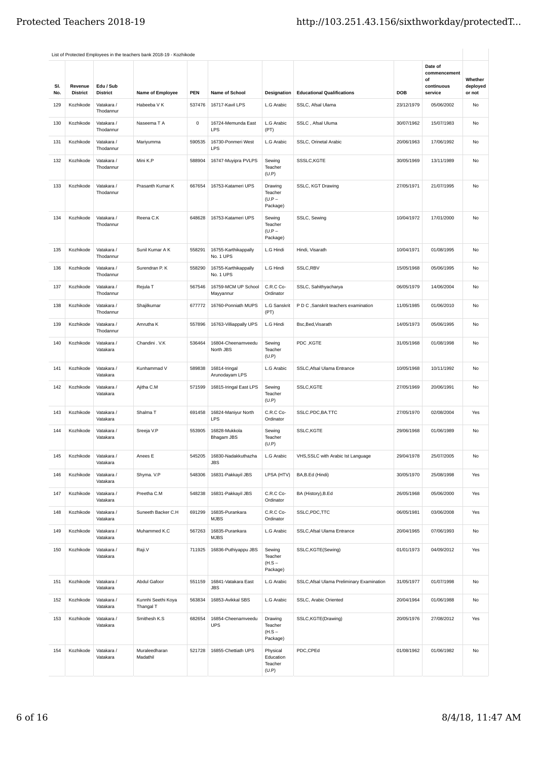List of Protected Employees in the teachers bank 2018-19 - Kozhikode

| Sl. No. | Revenue District | Edu / Sub District | Name of Employee | PEN | Name of School | Designation | Educational Qualifications | DOB | Date of commencement of continuous service | Whether deployed or not |
|---|---|---|---|---|---|---|---|---|---|---|
| 129 | Kozhikode | Vatakara / Thodannur | Habeeba V K | 537476 | 16717-Kavil LPS | L.G Arabic | SSLC, Afsal Ulama | 23/12/1979 | 05/06/2002 | No |
| 130 | Kozhikode | Vatakara / Thodannur | Naseema T A | 0 | 16724-Memunda East LPS | L.G Arabic (PT) | SSLC , Afsal Uluma | 30/07/1962 | 15/07/1983 | No |
| 131 | Kozhikode | Vatakara / Thodannur | Mariyumma | 590535 | 16730-Ponmeri West LPS | L.G Arabic | SSLC, Orinetal Arabic | 20/06/1963 | 17/06/1992 | No |
| 132 | Kozhikode | Vatakara / Thodannur | Mini K.P | 588904 | 16747-Muyipra PVLPS | Sewing Teacher (U.P) | SSSLC,KGTE | 30/05/1969 | 13/11/1989 | No |
| 133 | Kozhikode | Vatakara / Thodannur | Prasanth Kumar K | 667654 | 16753-Katameri UPS | Drawing Teacher (U.P – Package) | SSLC, KGT Drawing | 27/05/1971 | 21/07/1995 | No |
| 134 | Kozhikode | Vatakara / Thodannur | Reena C.K | 648628 | 16753-Katameri UPS | Sewing Teacher (U.P – Package) | SSLC, Sewing | 10/04/1972 | 17/01/2000 | No |
| 135 | Kozhikode | Vatakara / Thodannur | Sunil Kumar A K | 558291 | 16755-Karthikappally No. 1 UPS | L.G Hindi | Hindi, Visarath | 10/04/1971 | 01/08/1995 | No |
| 136 | Kozhikode | Vatakara / Thodannur | Surendran P. K | 558290 | 16755-Karthikappally No. 1 UPS | L.G Hindi | SSLC,RBV | 15/05/1968 | 05/06/1995 | No |
| 137 | Kozhikode | Vatakara / Thodannur | Rejula T | 567546 | 16759-MCM UP School Mayyannur | C.R.C Co-Ordinator | SSLC, Sahithyacharya | 06/05/1979 | 14/06/2004 | No |
| 138 | Kozhikode | Vatakara / Thodannur | Shajilkumar | 677772 | 16760-Ponniath MUPS | L.G Sanskrit (PT) | P D C ,Sanskrit teachers examination | 11/05/1985 | 01/06/2010 | No |
| 139 | Kozhikode | Vatakara / Thodannur | Amrutha K | 557896 | 16763-Villiappally UPS | L.G Hindi | Bsc,Bed,Visarath | 14/05/1973 | 05/06/1995 | No |
| 140 | Kozhikode | Vatakara / Vatakara | Chandini . V.K | 536464 | 16804-Cheenamveedu North JBS | Sewing Teacher (U.P) | PDC ,KGTE | 31/05/1968 | 01/08/1998 | No |
| 141 | Kozhikode | Vatakara / Vatakara | Kunhammad V | 589838 | 16814-Iringal Arunodayam LPS | L.G Arabic | SSLC,Afsal Ulama Entrance | 10/05/1968 | 10/11/1992 | No |
| 142 | Kozhikode | Vatakara / Vatakara | Ajitha C.M | 571599 | 16815-Iringal East LPS | Sewing Teacher (U.P) | SSLC,KGTE | 27/05/1969 | 20/06/1991 | No |
| 143 | Kozhikode | Vatakara / Vatakara | Shalma T | 691458 | 16824-Maniyur North LPS | C.R.C Co-Ordinator | SSLC.PDC,BA.TTC | 27/05/1970 | 02/08/2004 | Yes |
| 144 | Kozhikode | Vatakara / Vatakara | Sreeja V.P | 553905 | 16828-Mukkola Bhagam JBS | Sewing Teacher (U.P) | SSLC,KGTE | 29/06/1968 | 01/06/1989 | No |
| 145 | Kozhikode | Vatakara / Vatakara | Anees E | 545205 | 16830-Nadakkuthazha JBS | L.G Arabic | VHS,SSLC with Arabic Ist Language | 29/04/1978 | 25/07/2005 | No |
| 146 | Kozhikode | Vatakara / Vatakara | Shyma. V.P | 548306 | 16831-Pakkayil JBS | LPSA (HTV) | BA,B.Ed (Hindi) | 30/05/1970 | 25/08/1998 | Yes |
| 147 | Kozhikode | Vatakara / Vatakara | Preetha C.M | 548238 | 16831-Pakkayil JBS | C.R.C Co-Ordinator | BA (History),B.Ed | 26/05/1968 | 05/06/2000 | Yes |
| 148 | Kozhikode | Vatakara / Vatakara | Suneeth Backer C.H | 691299 | 16835-Purankara MJBS | C.R.C Co-Ordinator | SSLC,PDC,TTC | 06/05/1981 | 03/06/2008 | Yes |
| 149 | Kozhikode | Vatakara / Vatakara | Muhammed K.C | 567263 | 16835-Purankara MJBS | L.G Arabic | SSLC,Afsal Ulama Entrance | 20/04/1965 | 07/06/1993 | No |
| 150 | Kozhikode | Vatakara / Vatakara | Raji.V | 711925 | 16836-Puthiyappu JBS | Sewing Teacher (H.S – Package) | SSLC,KGTE(Sewing) | 01/01/1973 | 04/09/2012 | Yes |
| 151 | Kozhikode | Vatakara / Vatakara | Abdul Gafoor | 551159 | 16841-Vatakara East JBS | L.G Arabic | SSLC,Afsal Ulama Preliminary Examination | 31/05/1977 | 01/07/1998 | No |
| 152 | Kozhikode | Vatakara / Vatakara | Kunnhi Seethi Koya Thangal T | 563834 | 16853-Avikkal SBS | L.G Arabic | SSLC, Arabic Oriented | 20/04/1964 | 01/06/1988 | No |
| 153 | Kozhikode | Vatakara / Vatakara | Smithesh K.S | 682654 | 16854-Cheenamveedu UPS | Drawing Teacher (H.S – Package) | SSLC,KGTE(Drawing) | 20/05/1976 | 27/08/2012 | Yes |
| 154 | Kozhikode | Vatakara / Vatakara | Muraleedharan Madathil | 521728 | 16855-Chettiath UPS | Physical Education Teacher (U.P) | PDC,CPEd | 01/08/1962 | 01/06/1982 | No |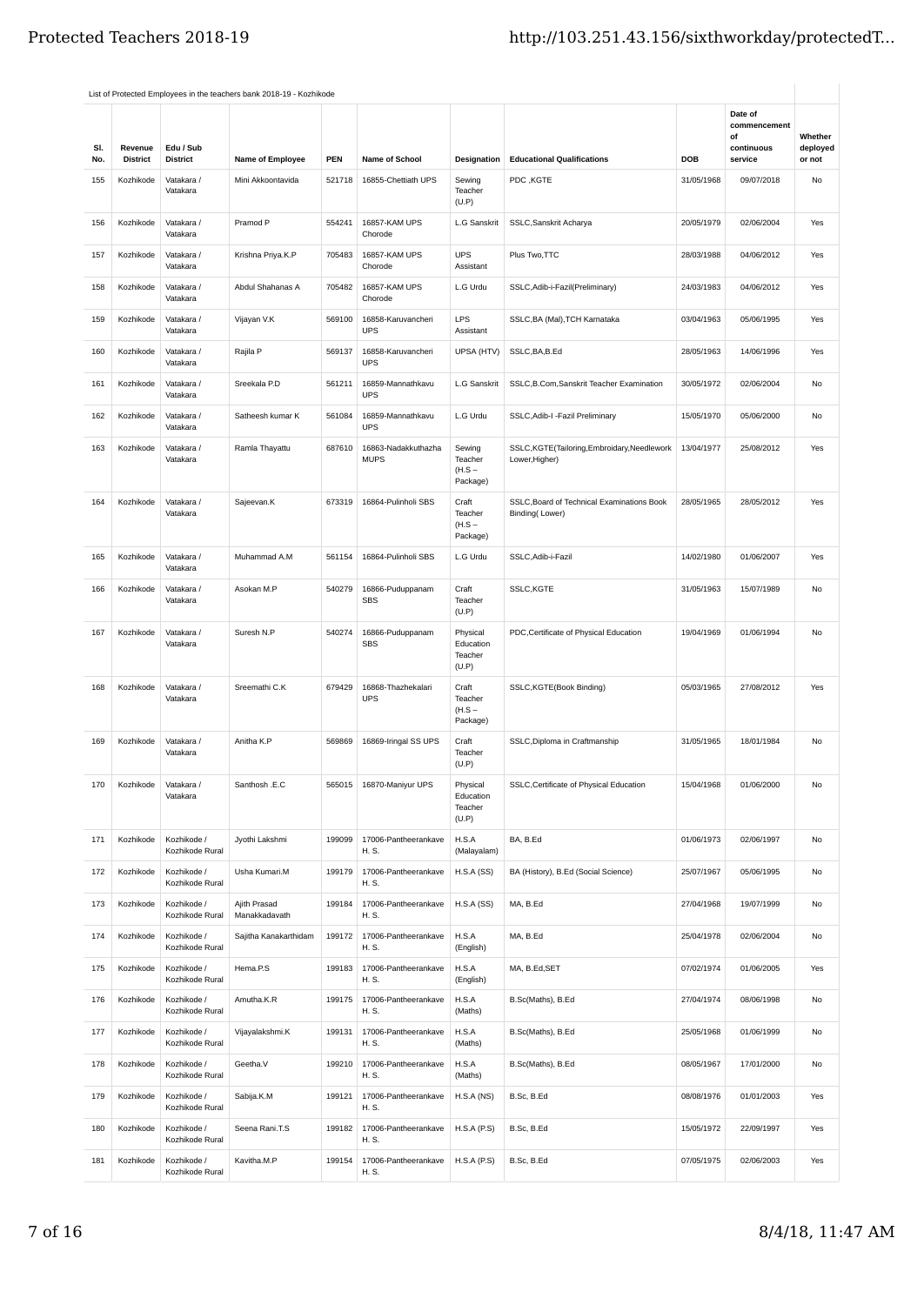List of Protected Employees in the teachers bank 2018-19 - Kozhikode

| Sl. No. | Revenue District | Edu / Sub District | Name of Employee | PEN | Name of School | Designation | Educational Qualifications | DOB | Date of commencement of continuous service | Whether deployed or not |
|---|---|---|---|---|---|---|---|---|---|---|
| 155 | Kozhikode | Vatakara / Vatakara | Mini Akkoontavida | 521718 | 16855-Chettiath UPS | Sewing Teacher (U.P) | PDC ,KGTE | 31/05/1968 | 09/07/2018 | No |
| 156 | Kozhikode | Vatakara / Vatakara | Pramod P | 554241 | 16857-KAM UPS Chorode | L.G Sanskrit | SSLC,Sanskrit Acharya | 20/05/1979 | 02/06/2004 | Yes |
| 157 | Kozhikode | Vatakara / Vatakara | Krishna Priya.K.P | 705483 | 16857-KAM UPS Chorode | UPS Assistant | Plus Two,TTC | 28/03/1988 | 04/06/2012 | Yes |
| 158 | Kozhikode | Vatakara / Vatakara | Abdul Shahanas A | 705482 | 16857-KAM UPS Chorode | L.G Urdu | SSLC,Adib-i-Fazil(Preliminary) | 24/03/1983 | 04/06/2012 | Yes |
| 159 | Kozhikode | Vatakara / Vatakara | Vijayan V.K | 569100 | 16858-Karuvancheri UPS | LPS Assistant | SSLC,BA (Mal),TCH Karnataka | 03/04/1963 | 05/06/1995 | Yes |
| 160 | Kozhikode | Vatakara / Vatakara | Rajila P | 569137 | 16858-Karuvancheri UPS | UPSA (HTV) | SSLC,BA,B.Ed | 28/05/1963 | 14/06/1996 | Yes |
| 161 | Kozhikode | Vatakara / Vatakara | Sreekala P.D | 561211 | 16859-Mannathkavu UPS | L.G Sanskrit | SSLC,B.Com,Sanskrit Teacher Examination | 30/05/1972 | 02/06/2004 | No |
| 162 | Kozhikode | Vatakara / Vatakara | Satheesh kumar K | 561084 | 16859-Mannathkavu UPS | L.G Urdu | SSLC,Adib-I -Fazil Preliminary | 15/05/1970 | 05/06/2000 | No |
| 163 | Kozhikode | Vatakara / Vatakara | Ramla Thayattu | 687610 | 16863-Nadakkuthazha MUPS | Sewing Teacher (H.S – Package) | SSLC,KGTE(Tailoring,Embroidary,Needlework Lower,Higher) | 13/04/1977 | 25/08/2012 | Yes |
| 164 | Kozhikode | Vatakara / Vatakara | Sajeevan.K | 673319 | 16864-Pulinholi SBS | Craft Teacher (H.S – Package) | SSLC,Board of Technical Examinations Book Binding( Lower) | 28/05/1965 | 28/05/2012 | Yes |
| 165 | Kozhikode | Vatakara / Vatakara | Muhammad A.M | 561154 | 16864-Pulinholi SBS | L.G Urdu | SSLC,Adib-i-Fazil | 14/02/1980 | 01/06/2007 | Yes |
| 166 | Kozhikode | Vatakara / Vatakara | Asokan M.P | 540279 | 16866-Puduppanam SBS | Craft Teacher (U.P) | SSLC,KGTE | 31/05/1963 | 15/07/1989 | No |
| 167 | Kozhikode | Vatakara / Vatakara | Suresh N.P | 540274 | 16866-Puduppanam SBS | Physical Education Teacher (U.P) | PDC,Certificate of Physical Education | 19/04/1969 | 01/06/1994 | No |
| 168 | Kozhikode | Vatakara / Vatakara | Sreemathi C.K | 679429 | 16868-Thazhekalari UPS | Craft Teacher (H.S – Package) | SSLC,KGTE(Book Binding) | 05/03/1965 | 27/08/2012 | Yes |
| 169 | Kozhikode | Vatakara / Vatakara | Anitha K.P | 569869 | 16869-Iringal SS UPS | Craft Teacher (U.P) | SSLC,Diploma in Craftmanship | 31/05/1965 | 18/01/1984 | No |
| 170 | Kozhikode | Vatakara / Vatakara | Santhosh .E.C | 565015 | 16870-Maniyur UPS | Physical Education Teacher (U.P) | SSLC,Certificate of Physical Education | 15/04/1968 | 01/06/2000 | No |
| 171 | Kozhikode | Kozhikode / Kozhikode Rural | Jyothi Lakshmi | 199099 | 17006-Pantheerankave H. S. | H.S.A (Malayalam) | BA, B.Ed | 01/06/1973 | 02/06/1997 | No |
| 172 | Kozhikode | Kozhikode / Kozhikode Rural | Usha Kumari.M | 199179 | 17006-Pantheerankave H. S. | H.S.A (SS) | BA (History), B.Ed (Social Science) | 25/07/1967 | 05/06/1995 | No |
| 173 | Kozhikode | Kozhikode / Kozhikode Rural | Ajith Prasad Manakkadavath | 199184 | 17006-Pantheerankave H. S. | H.S.A (SS) | MA, B.Ed | 27/04/1968 | 19/07/1999 | No |
| 174 | Kozhikode | Kozhikode / Kozhikode Rural | Sajitha Kanakarthidam | 199172 | 17006-Pantheerankave H. S. | H.S.A (English) | MA, B.Ed | 25/04/1978 | 02/06/2004 | No |
| 175 | Kozhikode | Kozhikode / Kozhikode Rural | Hema.P.S | 199183 | 17006-Pantheerankave H. S. | H.S.A (English) | MA, B.Ed,SET | 07/02/1974 | 01/06/2005 | Yes |
| 176 | Kozhikode | Kozhikode / Kozhikode Rural | Amutha.K.R | 199175 | 17006-Pantheerankave H. S. | H.S.A (Maths) | B.Sc(Maths), B.Ed | 27/04/1974 | 08/06/1998 | No |
| 177 | Kozhikode | Kozhikode / Kozhikode Rural | Vijayalakshmi.K | 199131 | 17006-Pantheerankave H. S. | H.S.A (Maths) | B.Sc(Maths), B.Ed | 25/05/1968 | 01/06/1999 | No |
| 178 | Kozhikode | Kozhikode / Kozhikode Rural | Geetha.V | 199210 | 17006-Pantheerankave H. S. | H.S.A (Maths) | B.Sc(Maths), B.Ed | 08/05/1967 | 17/01/2000 | No |
| 179 | Kozhikode | Kozhikode / Kozhikode Rural | Sabija.K.M | 199121 | 17006-Pantheerankave H. S. | H.S.A (NS) | B.Sc, B.Ed | 08/08/1976 | 01/01/2003 | Yes |
| 180 | Kozhikode | Kozhikode / Kozhikode Rural | Seena Rani.T.S | 199182 | 17006-Pantheerankave H. S. | H.S.A (P.S) | B.Sc, B.Ed | 15/05/1972 | 22/09/1997 | Yes |
| 181 | Kozhikode | Kozhikode / Kozhikode Rural | Kavitha.M.P | 199154 | 17006-Pantheerankave H. S. | H.S.A (P.S) | B.Sc, B.Ed | 07/05/1975 | 02/06/2003 | Yes |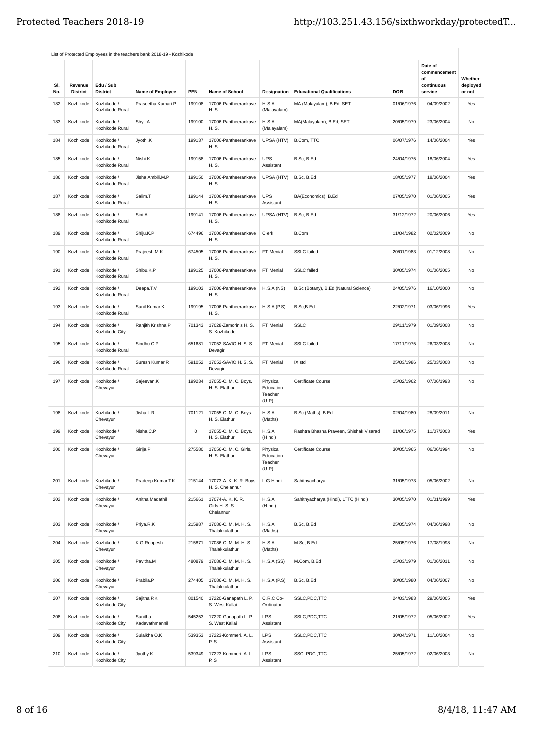List of Protected Employees in the teachers bank 2018-19 - Kozhikode

| Sl. No. | Revenue District | Edu / Sub District | Name of Employee | PEN | Name of School | Designation | Educational Qualifications | DOB | Date of commencement of continuous service | Whether deployed or not |
|---|---|---|---|---|---|---|---|---|---|---|
| 182 | Kozhikode | Kozhikode / Kozhikode Rural | Praseetha Kumari.P | 199108 | 17006-Pantheerankave H. S. | H.S.A (Malayalam) | MA (Malayalam), B.Ed, SET | 01/06/1976 | 04/09/2002 | Yes |
| 183 | Kozhikode | Kozhikode / Kozhikode Rural | Shyji.A | 199100 | 17006-Pantheerankave H. S. | H.S.A (Malayalam) | MA(Malayalam), B.Ed, SET | 20/05/1979 | 23/06/2004 | No |
| 184 | Kozhikode | Kozhikode / Kozhikode Rural | Jyothi.K | 199137 | 17006-Pantheerankave H. S. | UPSA (HTV) | B.Com, TTC | 06/07/1976 | 14/06/2004 | Yes |
| 185 | Kozhikode | Kozhikode / Kozhikode Rural | Nishi.K | 199158 | 17006-Pantheerankave H. S. | UPS Assistant | B.Sc, B.Ed | 24/04/1975 | 18/06/2004 | Yes |
| 186 | Kozhikode | Kozhikode / Kozhikode Rural | Jisha Ambili.M.P | 199150 | 17006-Pantheerankave H. S. | UPSA (HTV) | B.Sc, B.Ed | 18/05/1977 | 18/06/2004 | Yes |
| 187 | Kozhikode | Kozhikode / Kozhikode Rural | Salim.T | 199144 | 17006-Pantheerankave H. S. | UPS Assistant | BA(Economics), B.Ed | 07/05/1970 | 01/06/2005 | Yes |
| 188 | Kozhikode | Kozhikode / Kozhikode Rural | Sini.A | 199141 | 17006-Pantheerankave H. S. | UPSA (HTV) | B.Sc, B.Ed | 31/12/1972 | 20/06/2006 | Yes |
| 189 | Kozhikode | Kozhikode / Kozhikode Rural | Shiju.K.P | 674496 | 17006-Pantheerankave H. S. | Clerk | B.Com | 11/04/1982 | 02/02/2009 | No |
| 190 | Kozhikode | Kozhikode / Kozhikode Rural | Prajeesh.M.K | 674505 | 17006-Pantheerankave H. S. | FT Menial | SSLC failed | 20/01/1983 | 01/12/2008 | No |
| 191 | Kozhikode | Kozhikode / Kozhikode Rural | Shibu.K.P | 199125 | 17006-Pantheerankave H. S. | FT Menial | SSLC failed | 30/05/1974 | 01/06/2005 | No |
| 192 | Kozhikode | Kozhikode / Kozhikode Rural | Deepa.T.V | 199103 | 17006-Pantheerankave H. S. | H.S.A (NS) | B.Sc (Botany), B.Ed (Natural Science) | 24/05/1976 | 16/10/2000 | No |
| 193 | Kozhikode | Kozhikode / Kozhikode Rural | Sunil Kumar.K | 199195 | 17006-Pantheerankave H. S. | H.S.A (P.S) | B.Sc,B.Ed | 22/02/1971 | 03/06/1996 | Yes |
| 194 | Kozhikode | Kozhikode / Kozhikode City | Ranjith Krishna.P | 701343 | 17028-Zamorin's H. S. S. Kozhikode | FT Menial | SSLC | 29/11/1979 | 01/09/2008 | No |
| 195 | Kozhikode | Kozhikode / Kozhikode Rural | Sindhu.C.P | 651681 | 17052-SAVIO H. S. S. Devagiri | FT Menial | SSLC failed | 17/11/1975 | 26/03/2008 | No |
| 196 | Kozhikode | Kozhikode / Kozhikode Rural | Suresh Kumar.R | 591052 | 17052-SAVIO H. S. S. Devagiri | FT Menial | IX std | 25/03/1986 | 25/03/2008 | No |
| 197 | Kozhikode | Kozhikode / Chevayur | Sajeevan.K | 199234 | 17055-C. M. C. Boys. H. S. Elathur | Physical Education Teacher (U.P) | Certificate Course | 15/02/1962 | 07/06/1993 | No |
| 198 | Kozhikode | Kozhikode / Chevayur | Jisha.L.R | 701121 | 17055-C. M. C. Boys. H. S. Elathur | H.S.A (Maths) | B.Sc (Maths), B.Ed | 02/04/1980 | 28/09/2011 | No |
| 199 | Kozhikode | Kozhikode / Chevayur | Nisha.C.P | 0 | 17055-C. M. C. Boys. H. S. Elathur | H.S.A (Hindi) | Rashtra Bhasha Praveen, Shishak Visarad | 01/06/1975 | 11/07/2003 | Yes |
| 200 | Kozhikode | Kozhikode / Chevayur | Girija.P | 275580 | 17056-C. M. C. Girls. H. S. Elathur | Physical Education Teacher (U.P) | Certificate Course | 30/05/1965 | 06/06/1994 | No |
| 201 | Kozhikode | Kozhikode / Chevayur | Pradeep Kumar.T.K | 215144 | 17073-A. K. K. R. Boys. H. S. Chelannur | L.G Hindi | Sahithyacharya | 31/05/1973 | 05/06/2002 | No |
| 202 | Kozhikode | Kozhikode / Chevayur | Anitha Madathil | 215661 | 17074-A. K. K. R. Girls.H. S. S. Chelannur | H.S.A (Hindi) | Sahithyacharya (Hindi), LTTC (Hindi) | 30/05/1970 | 01/01/1999 | Yes |
| 203 | Kozhikode | Kozhikode / Chevayur | Priya.R.K | 215987 | 17086-C. M. M. H. S. Thalakkulathur | H.S.A (Maths) | B.Sc, B.Ed | 25/05/1974 | 04/06/1998 | No |
| 204 | Kozhikode | Kozhikode / Chevayur | K.G.Roopesh | 215871 | 17086-C. M. M. H. S. Thalakkulathur | H.S.A (Maths) | M.Sc, B.Ed | 25/05/1976 | 17/08/1998 | No |
| 205 | Kozhikode | Kozhikode / Chevayur | Pavitha.M | 480879 | 17086-C. M. M. H. S. Thalakkulathur | H.S.A (SS) | M.Com, B.Ed | 15/03/1979 | 01/06/2011 | No |
| 206 | Kozhikode | Kozhikode / Chevayur | Prabila.P | 274405 | 17086-C. M. M. H. S. Thalakkulathur | H.S.A (P.S) | B.Sc, B.Ed | 30/05/1980 | 04/06/2007 | No |
| 207 | Kozhikode | Kozhikode / Kozhikode City | Sajitha P.K | 801540 | 17220-Ganapath L. P. S. West Kallai | C.R.C Co-Ordinator | SSLC,PDC,TTC | 24/03/1983 | 29/06/2005 | Yes |
| 208 | Kozhikode | Kozhikode / Kozhikode City | Sunitha Kadavathmannil | 545253 | 17220-Ganapath L. P. S. West Kallai | LPS Assistant | SSLC,PDC,TTC | 21/05/1972 | 05/06/2002 | Yes |
| 209 | Kozhikode | Kozhikode / Kozhikode City | Sulaikha O.K | 539353 | 17223-Kommeri. A. L. P. S | LPS Assistant | SSLC,PDC,TTC | 30/04/1971 | 11/10/2004 | No |
| 210 | Kozhikode | Kozhikode / Kozhikode City | Jyothy K | 539349 | 17223-Kommeri. A. L. P. S | LPS Assistant | SSC, PDC ,TTC | 25/05/1972 | 02/06/2003 | No |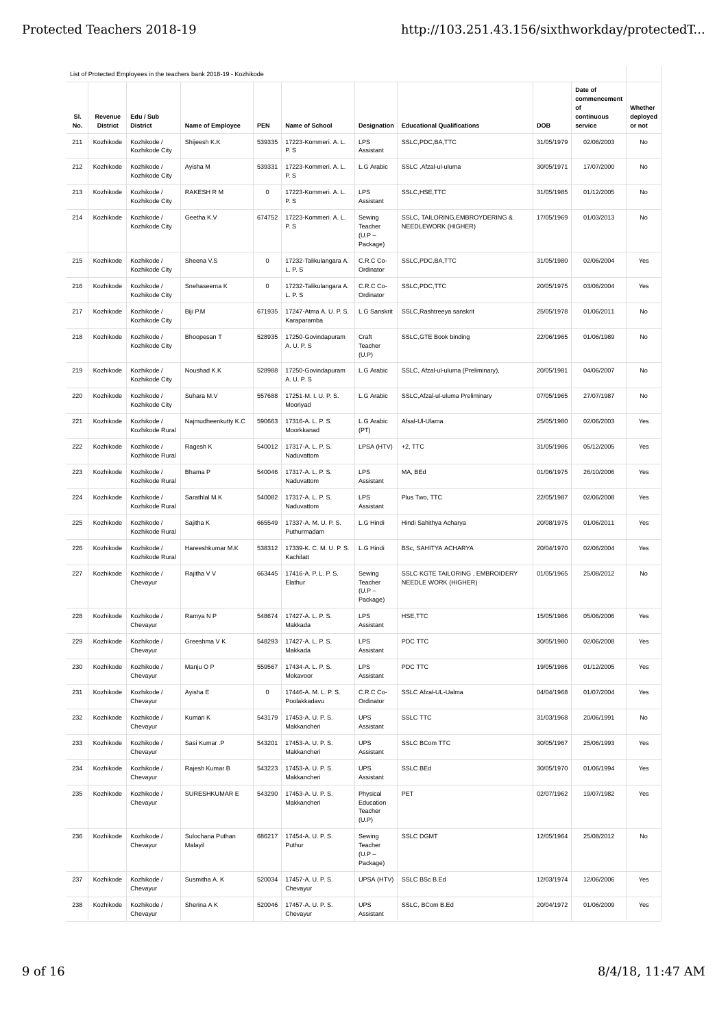List of Protected Employees in the teachers bank 2018-19 - Kozhikode

| Sl. No. | Revenue District | Edu / Sub District | Name of Employee | PEN | Name of School | Designation | Educational Qualifications | DOB | Date of commencement of continuous service | Whether deployed or not |
|---|---|---|---|---|---|---|---|---|---|---|
| 211 | Kozhikode | Kozhikode / Kozhikode City | Shijeesh K.K | 539335 | 17223-Kommeri. A. L. P. S | LPS Assistant | SSLC,PDC,BA,TTC | 31/05/1979 | 02/06/2003 | No |
| 212 | Kozhikode | Kozhikode / Kozhikode City | Ayisha M | 539331 | 17223-Kommeri. A. L. P. S | L.G Arabic | SSLC ,Afzal-ul-uluma | 30/05/1971 | 17/07/2000 | No |
| 213 | Kozhikode | Kozhikode / Kozhikode City | RAKESH R M | 0 | 17223-Kommeri. A. L. P. S | LPS Assistant | SSLC,HSE,TTC | 31/05/1985 | 01/12/2005 | No |
| 214 | Kozhikode | Kozhikode / Kozhikode City | Geetha K.V | 674752 | 17223-Kommeri. A. L. P. S | Sewing Teacher (U.P – Package) | SSLC, TAILORING,EMBROYDERING & NEEDLEWORK (HIGHER) | 17/05/1969 | 01/03/2013 | No |
| 215 | Kozhikode | Kozhikode / Kozhikode City | Sheena V.S | 0 | 17232-Talikulangara A. L. P. S | C.R.C Co-Ordinator | SSLC,PDC,BA,TTC | 31/05/1980 | 02/06/2004 | Yes |
| 216 | Kozhikode | Kozhikode / Kozhikode City | Snehaseema K | 0 | 17232-Talikulangara A. L. P. S | C.R.C Co-Ordinator | SSLC,PDC,TTC | 20/05/1975 | 03/06/2004 | Yes |
| 217 | Kozhikode | Kozhikode / Kozhikode City | Biji P.M | 671935 | 17247-Atma A. U. P. S. Karaparamba | L.G Sanskrit | SSLC,Rashtreeya sanskrit | 25/05/1978 | 01/06/2011 | No |
| 218 | Kozhikode | Kozhikode / Kozhikode City | Bhoopesan T | 528935 | 17250-Govindapuram A. U. P. S | Craft Teacher (U.P) | SSLC,GTE Book binding | 22/06/1965 | 01/06/1989 | No |
| 219 | Kozhikode | Kozhikode / Kozhikode City | Noushad K.K | 528988 | 17250-Govindapuram A. U. P. S | L.G Arabic | SSLC, Afzal-ul-uluma (Preliminary), | 20/05/1981 | 04/06/2007 | No |
| 220 | Kozhikode | Kozhikode / Kozhikode City | Suhara M.V | 557688 | 17251-M. I. U. P. S. Mooriyad | L.G Arabic | SSLC,Afzal-ul-uluma Preliminary | 07/05/1965 | 27/07/1987 | No |
| 221 | Kozhikode | Kozhikode / Kozhikode Rural | Najmudheenkutty K.C | 590663 | 17316-A. L. P. S. Moorkkanad | L.G Arabic (PT) | Afsal-Ul-Ulama | 25/05/1980 | 02/06/2003 | Yes |
| 222 | Kozhikode | Kozhikode / Kozhikode Rural | Ragesh K | 540012 | 17317-A. L. P. S. Naduvattom | LPSA (HTV) | +2, TTC | 31/05/1986 | 05/12/2005 | Yes |
| 223 | Kozhikode | Kozhikode / Kozhikode Rural | Bhama P | 540046 | 17317-A. L. P. S. Naduvattom | LPS Assistant | MA, BEd | 01/06/1975 | 26/10/2006 | Yes |
| 224 | Kozhikode | Kozhikode / Kozhikode Rural | Sarathlal M.K | 540082 | 17317-A. L. P. S. Naduvattom | LPS Assistant | Plus Two, TTC | 22/05/1987 | 02/06/2008 | Yes |
| 225 | Kozhikode | Kozhikode / Kozhikode Rural | Sajitha K | 665549 | 17337-A. M. U. P. S. Puthurmadam | L.G Hindi | Hindi Sahithya Acharya | 20/08/1975 | 01/06/2011 | Yes |
| 226 | Kozhikode | Kozhikode / Kozhikode Rural | Hareeshkumar M.K | 538312 | 17339-K. C. M. U. P. S. Kachilatt | L.G Hindi | BSc, SAHITYA ACHARYA | 20/04/1970 | 02/06/2004 | Yes |
| 227 | Kozhikode | Kozhikode / Chevayur | Rajitha V V | 663445 | 17416-A. P. L. P. S. Elathur | Sewing Teacher (U.P – Package) | SSLC KGTE TAILORING , EMBROIDERY NEEDLE WORK (HIGHER) | 01/05/1965 | 25/08/2012 | No |
| 228 | Kozhikode | Kozhikode / Chevayur | Ramya N P | 548674 | 17427-A. L. P. S. Makkada | LPS Assistant | HSE,TTC | 15/05/1986 | 05/06/2006 | Yes |
| 229 | Kozhikode | Kozhikode / Chevayur | Greeshma V K | 548293 | 17427-A. L. P. S. Makkada | LPS Assistant | PDC TTC | 30/05/1980 | 02/06/2008 | Yes |
| 230 | Kozhikode | Kozhikode / Chevayur | Manju O P | 559567 | 17434-A. L. P. S. Mokavoor | LPS Assistant | PDC TTC | 19/05/1986 | 01/12/2005 | Yes |
| 231 | Kozhikode | Kozhikode / Chevayur | Ayisha E | 0 | 17446-A. M. L. P. S. Poolakkadavu | C.R.C Co-Ordinator | SSLC Afzal-UL-Ualma | 04/04/1968 | 01/07/2004 | Yes |
| 232 | Kozhikode | Kozhikode / Chevayur | Kumari K | 543179 | 17453-A. U. P. S. Makkancheri | UPS Assistant | SSLC TTC | 31/03/1968 | 20/06/1991 | No |
| 233 | Kozhikode | Kozhikode / Chevayur | Sasi Kumar .P | 543201 | 17453-A. U. P. S. Makkancheri | UPS Assistant | SSLC BCom TTC | 30/05/1967 | 25/06/1993 | Yes |
| 234 | Kozhikode | Kozhikode / Chevayur | Rajesh Kumar B | 543223 | 17453-A. U. P. S. Makkancheri | UPS Assistant | SSLC BEd | 30/05/1970 | 01/06/1994 | Yes |
| 235 | Kozhikode | Kozhikode / Chevayur | SURESHKUMAR E | 543290 | 17453-A. U. P. S. Makkancheri | Physical Education Teacher (U.P) | PET | 02/07/1962 | 19/07/1982 | Yes |
| 236 | Kozhikode | Kozhikode / Chevayur | Sulochana Puthan Malayil | 686217 | 17454-A. U. P. S. Puthur | Sewing Teacher (U.P – Package) | SSLC DGMT | 12/05/1964 | 25/08/2012 | No |
| 237 | Kozhikode | Kozhikode / Chevayur | Susmitha A. K | 520034 | 17457-A. U. P. S. Chevayur | UPSA (HTV) | SSLC BSc B.Ed | 12/03/1974 | 12/06/2006 | Yes |
| 238 | Kozhikode | Kozhikode / Chevayur | Sherina A K | 520046 | 17457-A. U. P. S. Chevayur | UPS Assistant | SSLC, BCom B.Ed | 20/04/1972 | 01/06/2009 | Yes |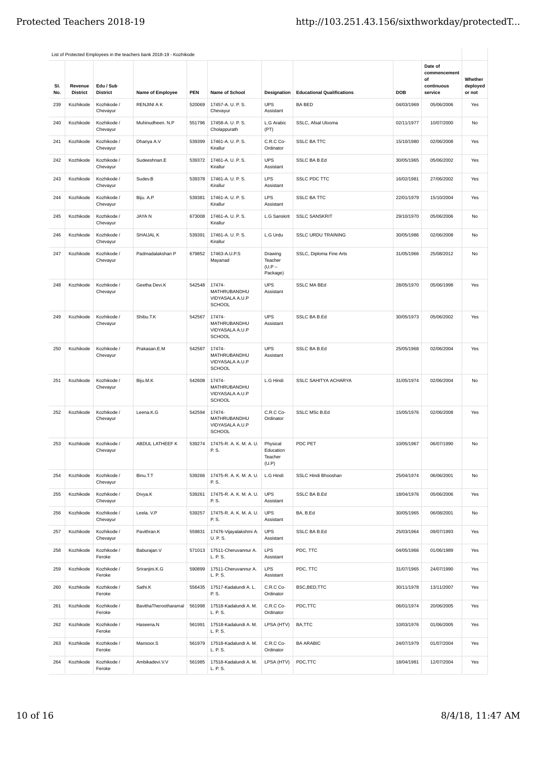List of Protected Employees in the teachers bank 2018-19 - Kozhikode

| Sl. No. | Revenue District | Edu / Sub District | Name of Employee | PEN | Name of School | Designation | Educational Qualifications | DOB | Date of commencement of continuous service | Whether deployed or not |
|---|---|---|---|---|---|---|---|---|---|---|
| 239 | Kozhikode | Kozhikode / Chevayur | RENJINI A K | 520069 | 17457-A. U. P. S. Chevayur | UPS Assistant | BA BED | 04/03/1969 | 05/06/2006 | Yes |
| 240 | Kozhikode | Kozhikode / Chevayur | Muhinudheen. N.P | 551796 | 17458-A. U. P. S. Cholappurath | L.G Arabic (PT) | SSLC, Afsal Ulooma | 02/11/1977 | 10/07/2000 | No |
| 241 | Kozhikode | Kozhikode / Chevayur | Dhanya A.V | 539399 | 17461-A. U. P. S. Kirallur | C.R.C Co-Ordinator | SSLC BA TTC | 15/10/1980 | 02/06/2008 | Yes |
| 242 | Kozhikode | Kozhikode / Chevayur | Sudeeshnan.E | 539372 | 17461-A. U. P. S. Kirallur | UPS Assistant | SSLC BA B.Ed | 30/05/1965 | 05/06/2002 | Yes |
| 243 | Kozhikode | Kozhikode / Chevayur | Sudev.B | 539378 | 17461-A. U. P. S. Kirallur | LPS Assistant | SSLC PDC TTC | 16/02/1981 | 27/06/2002 | Yes |
| 244 | Kozhikode | Kozhikode / Chevayur | Biju. A.P | 539381 | 17461-A. U. P. S. Kirallur | LPS Assistant | SSLC BA TTC | 22/01/1979 | 15/10/2004 | Yes |
| 245 | Kozhikode | Kozhikode / Chevayur | JAYA N | 673008 | 17461-A. U. P. S. Kirallur | L.G Sanskrit | SSLC SANSKRIT | 29/10/1970 | 05/06/2006 | No |
| 246 | Kozhikode | Kozhikode / Chevayur | SHAIJAL K | 539391 | 17461-A. U. P. S. Kirallur | L.G Urdu | SSLC URDU TRAINING | 30/05/1986 | 02/06/2008 | No |
| 247 | Kozhikode | Kozhikode / Chevayur | Padmadalakshan P | 679852 | 17463-A.U.P.S Mayanad | Drawing Teacher (U.P – Package) | SSLC, Diploma Fine Arts | 31/05/1966 | 25/08/2012 | No |
| 248 | Kozhikode | Kozhikode / Chevayur | Geetha Devi.K | 542548 | 17474-MATHRUBANDHU VIDYASALA A.U.P SCHOOL | UPS Assistant | SSLC MA BEd | 28/05/1970 | 05/06/1998 | Yes |
| 249 | Kozhikode | Kozhikode / Chevayur | Shibu.T.K | 542567 | 17474-MATHRUBANDHU VIDYASALA A.U.P SCHOOL | UPS Assistant | SSLC BA B.Ed | 30/05/1973 | 05/06/2002 | Yes |
| 250 | Kozhikode | Kozhikode / Chevayur | Prakasan.E.M | 542587 | 17474-MATHRUBANDHU VIDYASALA A.U.P SCHOOL | UPS Assistant | SSLC BA B.Ed | 25/05/1968 | 02/06/2004 | Yes |
| 251 | Kozhikode | Kozhikode / Chevayur | Biju.M.K | 542608 | 17474-MATHRUBANDHU VIDYASALA A.U.P SCHOOL | L.G Hindi | SSLC SAHITYA ACHARYA | 31/05/1974 | 02/06/2004 | No |
| 252 | Kozhikode | Kozhikode / Chevayur | Leena.K.G | 542594 | 17474-MATHRUBANDHU VIDYASALA A.U.P SCHOOL | C.R.C Co-Ordinator | SSLC MSc B.Ed | 15/05/1976 | 02/06/2008 | Yes |
| 253 | Kozhikode | Kozhikode / Chevayur | ABDUL LATHEEF K | 539274 | 17475-R. A. K. M. A. U. P. S. | Physical Education Teacher (U.P) | PDC PET | 10/05/1967 | 06/07/1990 | No |
| 254 | Kozhikode | Kozhikode / Chevayur | Binu.T.T | 539266 | 17475-R. A. K. M. A. U. P. S. | L.G Hindi | SSLC Hindi Bhooshan | 25/04/1974 | 06/06/2001 | No |
| 255 | Kozhikode | Kozhikode / Chevayur | Divya.K | 539261 | 17475-R. A. K. M. A. U. P. S. | UPS Assistant | SSLC BA B.Ed | 18/04/1976 | 05/06/2006 | Yes |
| 256 | Kozhikode | Kozhikode / Chevayur | Leela. V.P | 539257 | 17475-R. A. K. M. A. U. P. S. | UPS Assistant | BA, B.Ed | 30/05/1965 | 06/08/2001 | No |
| 257 | Kozhikode | Kozhikode / Chevayur | Pavithran.K | 559831 | 17476-Vijayalakshmi A. U. P. S. | UPS Assistant | SSLC BA B.Ed | 25/03/1964 | 09/07/1993 | Yes |
| 258 | Kozhikode | Kozhikode / Feroke | Baburajan.V | 571013 | 17511-Cheruvannur A. L. P. S. | LPS Assistant | PDC, TTC | 04/05/1966 | 01/06/1989 | Yes |
| 259 | Kozhikode | Kozhikode / Feroke | Sriranjini.K.G | 590899 | 17511-Cheruvannur A. L. P. S. | LPS Assistant | PDC, TTC | 31/07/1965 | 24/07/1990 | Yes |
| 260 | Kozhikode | Kozhikode / Feroke | Sathi.K | 556435 | 17517-Kadalundi A. L. P. S. | C.R.C Co-Ordinator | BSC,BED,TTC | 30/11/1978 | 13/11/2007 | Yes |
| 261 | Kozhikode | Kozhikode / Feroke | BavithaTherootharamal | 561998 | 17518-Kadalundi A. M. L. P. S. | C.R.C Co-Ordinator | PDC,TTC | 06/01/1974 | 20/06/2005 | Yes |
| 262 | Kozhikode | Kozhikode / Feroke | Haseena.N | 561991 | 17518-Kadalundi A. M. L. P. S. | LPSA (HTV) | BA,TTC | 10/03/1976 | 01/06/2005 | Yes |
| 263 | Kozhikode | Kozhikode / Feroke | Mansoor.S | 561979 | 17518-Kadalundi A. M. L. P. S. | C.R.C Co-Ordinator | BA ARABIC | 24/07/1979 | 01/07/2004 | Yes |
| 264 | Kozhikode | Kozhikode / Feroke | Ambikadevi.V.V | 561985 | 17518-Kadalundi A. M. L. P. S. | LPSA (HTV) | PDC,TTC | 18/04/1981 | 12/07/2004 | Yes |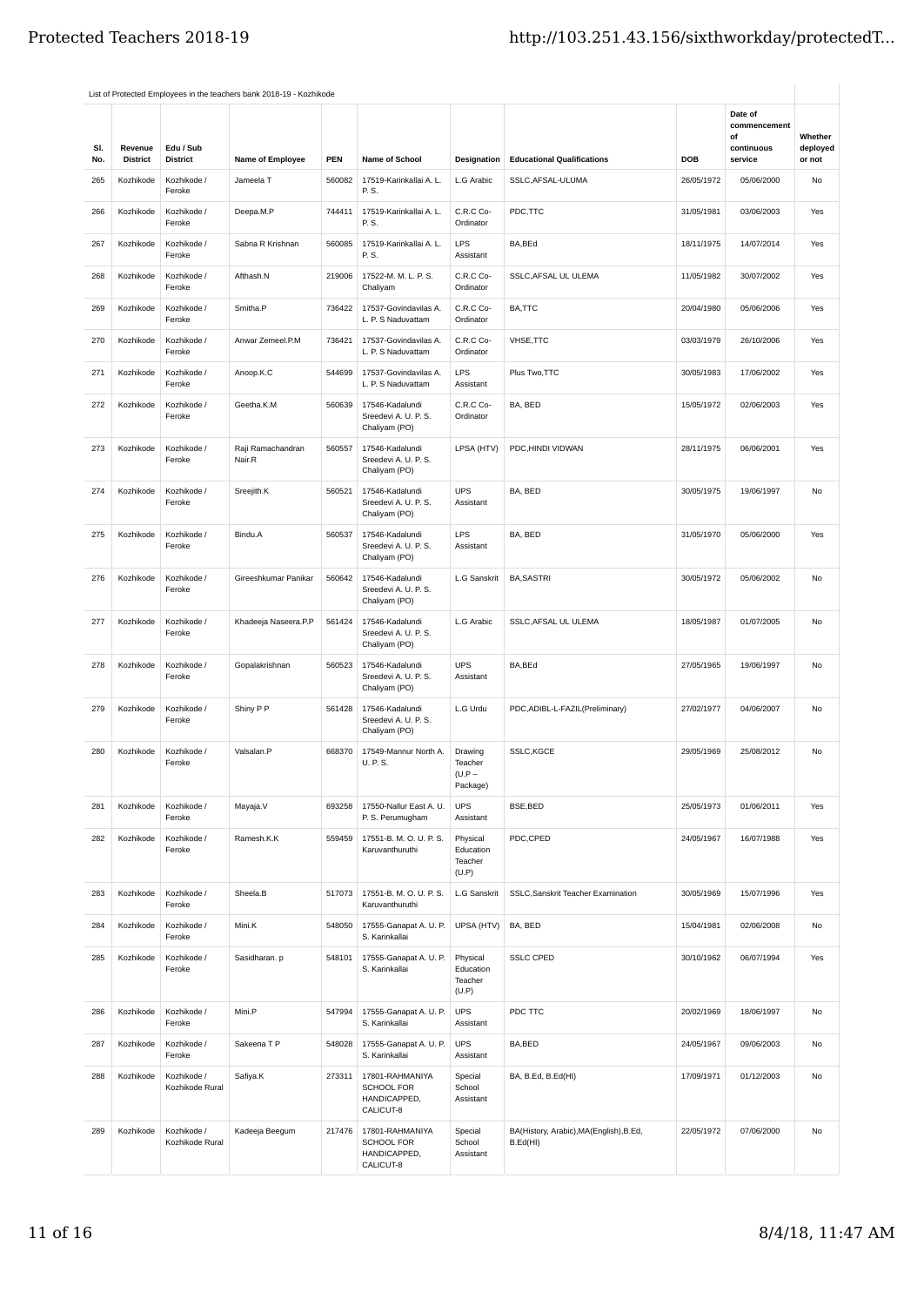List of Protected Employees in the teachers bank 2018-19 - Kozhikode

| Sl. No. | Revenue District | Edu / Sub District | Name of Employee | PEN | Name of School | Designation | Educational Qualifications | DOB | Date of commencement of continuous service | Whether deployed or not |
|---|---|---|---|---|---|---|---|---|---|---|
| 265 | Kozhikode | Kozhikode / Feroke | Jameela T | 560082 | 17519-Karinkallai A. L. P. S. | L.G Arabic | SSLC,AFSAL-ULUMA | 26/05/1972 | 05/06/2000 | No |
| 266 | Kozhikode | Kozhikode / Feroke | Deepa.M.P | 744411 | 17519-Karinkallai A. L. P. S. | C.R.C Co-Ordinator | PDC,TTC | 31/05/1981 | 03/06/2003 | Yes |
| 267 | Kozhikode | Kozhikode / Feroke | Sabna R Krishnan | 560085 | 17519-Karinkallai A. L. P. S. | LPS Assistant | BA,BEd | 18/11/1975 | 14/07/2014 | Yes |
| 268 | Kozhikode | Kozhikode / Feroke | Afthash.N | 219006 | 17522-M. M. L. P. S. Chaliyam | C.R.C Co-Ordinator | SSLC,AFSAL UL ULEMA | 11/05/1982 | 30/07/2002 | Yes |
| 269 | Kozhikode | Kozhikode / Feroke | Smitha.P | 736422 | 17537-Govindavilas A. L. P. S Naduvattam | C.R.C Co-Ordinator | BA,TTC | 20/04/1980 | 05/06/2006 | Yes |
| 270 | Kozhikode | Kozhikode / Feroke | Anwar Zemeel.P.M | 736421 | 17537-Govindavilas A. L. P. S Naduvattam | C.R.C Co-Ordinator | VHSE,TTC | 03/03/1979 | 26/10/2006 | Yes |
| 271 | Kozhikode | Kozhikode / Feroke | Anoop.K.C | 544699 | 17537-Govindavilas A. L. P. S Naduvattam | LPS Assistant | Plus Two,TTC | 30/05/1983 | 17/06/2002 | Yes |
| 272 | Kozhikode | Kozhikode / Feroke | Geetha.K.M | 560639 | 17546-Kadalundi Sreedevi A. U. P. S. Chaliyam (PO) | C.R.C Co-Ordinator | BA, BED | 15/05/1972 | 02/06/2003 | Yes |
| 273 | Kozhikode | Kozhikode / Feroke | Raji Ramachandran Nair.R | 560557 | 17546-Kadalundi Sreedevi A. U. P. S. Chaliyam (PO) | LPSA (HTV) | PDC,HINDI VIDWAN | 28/11/1975 | 06/06/2001 | Yes |
| 274 | Kozhikode | Kozhikode / Feroke | Sreejith.K | 560521 | 17546-Kadalundi Sreedevi A. U. P. S. Chaliyam (PO) | UPS Assistant | BA, BED | 30/05/1975 | 19/06/1997 | No |
| 275 | Kozhikode | Kozhikode / Feroke | Bindu.A | 560537 | 17546-Kadalundi Sreedevi A. U. P. S. Chaliyam (PO) | LPS Assistant | BA, BED | 31/05/1970 | 05/06/2000 | Yes |
| 276 | Kozhikode | Kozhikode / Feroke | Gireeshkumar Panikar | 560642 | 17546-Kadalundi Sreedevi A. U. P. S. Chaliyam (PO) | L.G Sanskrit | BA,SASTRI | 30/05/1972 | 05/06/2002 | No |
| 277 | Kozhikode | Kozhikode / Feroke | Khadeeja Naseera.P.P | 561424 | 17546-Kadalundi Sreedevi A. U. P. S. Chaliyam (PO) | L.G Arabic | SSLC,AFSAL UL ULEMA | 18/05/1987 | 01/07/2005 | No |
| 278 | Kozhikode | Kozhikode / Feroke | Gopalakrishnan | 560523 | 17546-Kadalundi Sreedevi A. U. P. S. Chaliyam (PO) | UPS Assistant | BA,BEd | 27/05/1965 | 19/06/1997 | No |
| 279 | Kozhikode | Kozhikode / Feroke | Shiny P P | 561428 | 17546-Kadalundi Sreedevi A. U. P. S. Chaliyam (PO) | L.G Urdu | PDC,ADIBL-L-FAZIL(Preliminary) | 27/02/1977 | 04/06/2007 | No |
| 280 | Kozhikode | Kozhikode / Feroke | Valsalan.P | 668370 | 17549-Mannur North A. U. P. S. | Drawing Teacher (U.P – Package) | SSLC,KGCE | 29/05/1969 | 25/08/2012 | No |
| 281 | Kozhikode | Kozhikode / Feroke | Mayaja.V | 693258 | 17550-Nallur East A. U. P. S. Perumugham | UPS Assistant | BSE,BED | 25/05/1973 | 01/06/2011 | Yes |
| 282 | Kozhikode | Kozhikode / Feroke | Ramesh.K.K | 559459 | 17551-B. M. O. U. P. S. Karuvanthuruthi | Physical Education Teacher (U.P) | PDC,CPED | 24/05/1967 | 16/07/1988 | Yes |
| 283 | Kozhikode | Kozhikode / Feroke | Sheela.B | 517073 | 17551-B. M. O. U. P. S. Karuvanthuruthi | L.G Sanskrit | SSLC,Sanskrit Teacher Examination | 30/05/1969 | 15/07/1996 | Yes |
| 284 | Kozhikode | Kozhikode / Feroke | Mini.K | 548050 | 17555-Ganapat A. U. P. S. Karinkallai | UPSA (HTV) | BA, BED | 15/04/1981 | 02/06/2008 | No |
| 285 | Kozhikode | Kozhikode / Feroke | Sasidharan. p | 548101 | 17555-Ganapat A. U. P. S. Karinkallai | Physical Education Teacher (U.P) | SSLC CPED | 30/10/1962 | 06/07/1994 | Yes |
| 286 | Kozhikode | Kozhikode / Feroke | Mini.P | 547994 | 17555-Ganapat A. U. P. S. Karinkallai | UPS Assistant | PDC TTC | 20/02/1969 | 18/06/1997 | No |
| 287 | Kozhikode | Kozhikode / Feroke | Sakeena T P | 548028 | 17555-Ganapat A. U. P. S. Karinkallai | UPS Assistant | BA,BED | 24/05/1967 | 09/06/2003 | No |
| 288 | Kozhikode | Kozhikode / Kozhikode Rural | Safiya.K | 273311 | 17801-RAHMANIYA SCHOOL FOR HANDICAPPED, CALICUT-8 | Special School Assistant | BA, B.Ed, B.Ed(HI) | 17/09/1971 | 01/12/2003 | No |
| 289 | Kozhikode | Kozhikode / Kozhikode Rural | Kadeeja Beegum | 217476 | 17801-RAHMANIYA SCHOOL FOR HANDICAPPED, CALICUT-8 | Special School Assistant | BA(History, Arabic),MA(English),B.Ed, B.Ed(HI) | 22/05/1972 | 07/06/2000 | No |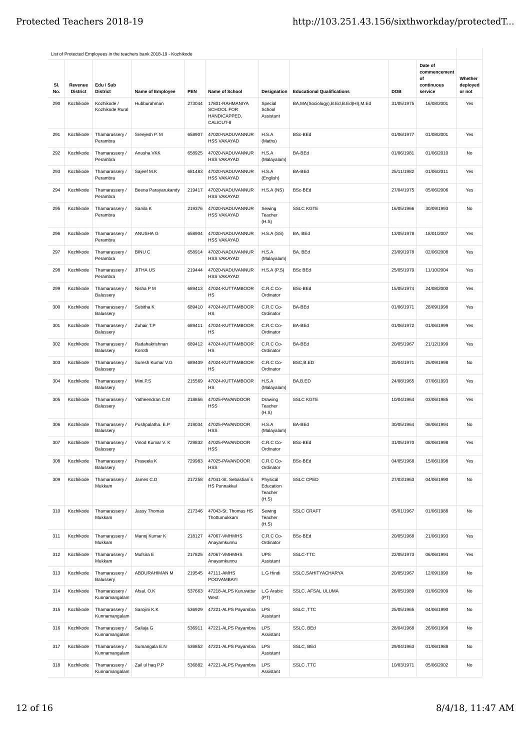List of Protected Employees in the teachers bank 2018-19 - Kozhikode

| Sl. No. | Revenue District | Edu / Sub District | Name of Employee | PEN | Name of School | Designation | Educational Qualifications | DOB | Date of commencement of continuous service | Whether deployed or not |
|---|---|---|---|---|---|---|---|---|---|---|
| 290 | Kozhikode | Kozhikode / Kozhikode Rural | Hubburahman | 273044 | 17801-RAHMANIYA SCHOOL FOR HANDICAPPED, CALICUT-8 | Special School Assistant | BA,MA(Sociology),B.Ed,B.Ed(HI),M.Ed | 31/05/1975 | 16/08/2001 | Yes |
| 291 | Kozhikode | Thamarassery / Perambra | Sreejesh P. M | 658907 | 47020-NADUVANNUR HSS VAKAYAD | H.S.A (Maths) | BSc-BEd | 01/06/1977 | 01/08/2001 | Yes |
| 292 | Kozhikode | Thamarassery / Perambra | Anusha VKK | 658925 | 47020-NADUVANNUR HSS VAKAYAD | H.S.A (Malayalam) | BA-BEd | 01/06/1981 | 01/06/2010 | No |
| 293 | Kozhikode | Thamarassery / Perambra | Sajeef M.K | 681483 | 47020-NADUVANNUR HSS VAKAYAD | H.S.A (English) | BA-BEd | 25/11/1982 | 01/06/2011 | Yes |
| 294 | Kozhikode | Thamarassery / Perambra | Beena Parayarukandy | 219417 | 47020-NADUVANNUR HSS VAKAYAD | H.S.A (NS) | BSc-BEd | 27/04/1975 | 05/06/2006 | Yes |
| 295 | Kozhikode | Thamarassery / Perambra | Sanila K | 219376 | 47020-NADUVANNUR HSS VAKAYAD | Sewing Teacher (H.S) | SSLC KGTE | 16/05/1966 | 30/09/1993 | No |
| 296 | Kozhikode | Thamarassery / Perambra | ANUSHA G | 658904 | 47020-NADUVANNUR HSS VAKAYAD | H.S.A (SS) | BA, BEd | 13/05/1978 | 18/01/2007 | Yes |
| 297 | Kozhikode | Thamarassery / Perambra | BINU C | 658914 | 47020-NADUVANNUR HSS VAKAYAD | H.S.A (Malayalam) | BA, BEd | 23/09/1978 | 02/06/2008 | Yes |
| 298 | Kozhikode | Thamarassery / Perambra | JITHA US | 219444 | 47020-NADUVANNUR HSS VAKAYAD | H.S.A (P.S) | BSc BEd | 25/05/1979 | 11/10/2004 | Yes |
| 299 | Kozhikode | Thamarassery / Balussery | Nisha P M | 689413 | 47024-KUTTAMBOOR HS | C.R.C Co-Ordinator | BSc-BEd | 15/05/1974 | 24/08/2000 | Yes |
| 300 | Kozhikode | Thamarassery / Balussery | Subitha K | 689410 | 47024-KUTTAMBOOR HS | C.R.C Co-Ordinator | BA-BEd | 01/06/1971 | 28/09/1998 | Yes |
| 301 | Kozhikode | Thamarassery / Balussery | Zuhair T.P | 689411 | 47024-KUTTAMBOOR HS | C.R.C Co-Ordinator | BA-BEd | 01/06/1972 | 01/06/1999 | Yes |
| 302 | Kozhikode | Thamarassery / Balussery | Radahakrishnan Koroth | 689412 | 47024-KUTTAMBOOR HS | C.R.C Co-Ordinator | BA-BEd | 20/05/1967 | 21/12/1999 | Yes |
| 303 | Kozhikode | Thamarassery / Balussery | Suresh Kumar V.G | 689409 | 47024-KUTTAMBOOR HS | C.R.C Co-Ordinator | BSC,B.ED | 20/04/1971 | 25/09/1998 | No |
| 304 | Kozhikode | Thamarassery / Balussery | Mini.P.S | 215569 | 47024-KUTTAMBOOR HS | H.S.A (Malayalam) | BA,B.ED | 24/08/1965 | 07/06/1993 | Yes |
| 305 | Kozhikode | Thamarassery / Balussery | Yatheendran C.M | 218856 | 47025-PAVANDOOR HSS | Drawing Teacher (H.S) | SSLC KGTE | 10/04/1964 | 03/06/1985 | Yes |
| 306 | Kozhikode | Thamarassery / Balussery | Pushpalatha. E.P | 219034 | 47025-PAVANDOOR HSS | H.S.A (Malayalam) | BA-BEd | 30/05/1964 | 06/06/1994 | No |
| 307 | Kozhikode | Thamarassery / Balussery | Vinod Kumar V. K | 729832 | 47025-PAVANDOOR HSS | C.R.C Co-Ordinator | BSc-BEd | 31/05/1970 | 08/06/1998 | Yes |
| 308 | Kozhikode | Thamarassery / Balussery | Praseela K | 729983 | 47025-PAVANDOOR HSS | C.R.C Co-Ordinator | BSc-BEd | 04/05/1968 | 15/06/1998 | Yes |
| 309 | Kozhikode | Thamarassery / Mukkam | James C.D | 217258 | 47041-St. Sebastian`s HS Punnakkal | Physical Education Teacher (H.S) | SSLC CPED | 27/03/1963 | 04/06/1990 | No |
| 310 | Kozhikode | Thamarassery / Mukkam | Jassy Thomas | 217346 | 47043-St. Thomas HS Thottumukkam | Sewing Teacher (H.S) | SSLC CRAFT | 05/01/1967 | 01/06/1988 | No |
| 311 | Kozhikode | Thamarassery / Mukkam | Manoj Kumar K | 218127 | 47067-VMHMHS Anayamkunnu | C.R.C Co-Ordinator | BSc-BEd | 20/05/1968 | 21/06/1993 | Yes |
| 312 | Kozhikode | Thamarassery / Mukkam | Mufsira E | 217825 | 47067-VMHMHS Anayamkunnu | UPS Assistant | SSLC-TTC | 22/05/1973 | 06/06/1994 | Yes |
| 313 | Kozhikode | Thamarassery / Balussery | ABDURAHIMAN M | 219545 | 47111-AMHS POOVAMBAYI | L.G Hindi | SSLC,SAHITYACHARYA | 20/05/1967 | 12/09/1990 | No |
| 314 | Kozhikode | Thamarassery / Kunnamangalam | Afsal. O.K | 537663 | 47218-ALPS Kuruvattur West | L.G Arabic (PT) | SSLC, AFSAL ULUMA | 28/05/1989 | 01/06/2009 | No |
| 315 | Kozhikode | Thamarassery / Kunnamangalam | Sarojini K.K | 536929 | 47221-ALPS Payambra | LPS Assistant | SSLC ,TTC | 25/05/1965 | 04/06/1990 | No |
| 316 | Kozhikode | Thamarassery / Kunnamangalam | Sailaja G | 536911 | 47221-ALPS Payambra | LPS Assistant | SSLC, BEd | 28/04/1968 | 26/06/1998 | No |
| 317 | Kozhikode | Thamarassery / Kunnamangalam | Sumangala E.N | 536852 | 47221-ALPS Payambra | LPS Assistant | SSLC, BEd | 29/04/1963 | 01/06/1988 | No |
| 318 | Kozhikode | Thamarassery / Kunnamangalam | Zail ul haq P.P | 536882 | 47221-ALPS Payambra | LPS Assistant | SSLC ,TTC | 10/03/1971 | 05/06/2002 | No |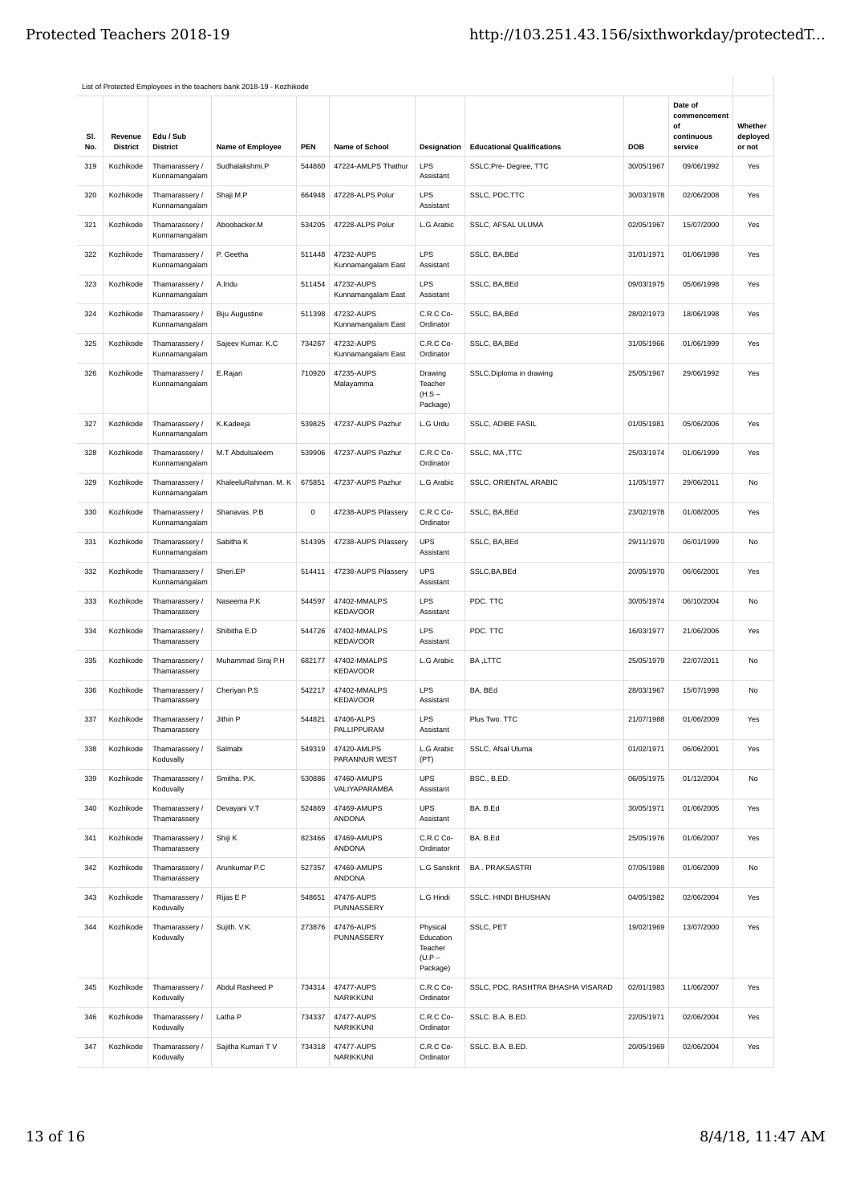List of Protected Employees in the teachers bank 2018-19 - Kozhikode

| Sl. No. | Revenue District | Edu / Sub District | Name of Employee | PEN | Name of School | Designation | Educational Qualifications | DOB | Date of commencement of continuous service | Whether deployed or not |
|---|---|---|---|---|---|---|---|---|---|---|
| 319 | Kozhikode | Thamarassery / Kunnamangalam | Sudhalakshmi.P | 544860 | 47224-AMLPS Thathur | LPS Assistant | SSLC;Pre- Degree, TTC | 30/05/1967 | 09/06/1992 | Yes |
| 320 | Kozhikode | Thamarassery / Kunnamangalam | Shaji M.P | 664948 | 47228-ALPS Polur | LPS Assistant | SSLC, PDC,TTC | 30/03/1978 | 02/06/2008 | Yes |
| 321 | Kozhikode | Thamarassery / Kunnamangalam | Aboobacker.M | 534205 | 47228-ALPS Polur | L.G Arabic | SSLC, AFSAL ULUMA | 02/05/1967 | 15/07/2000 | Yes |
| 322 | Kozhikode | Thamarassery / Kunnamangalam | P. Geetha | 511448 | 47232-AUPS Kunnamangalam East | LPS Assistant | SSLC, BA,BEd | 31/01/1971 | 01/06/1998 | Yes |
| 323 | Kozhikode | Thamarassery / Kunnamangalam | A.Indu | 511454 | 47232-AUPS Kunnamangalam East | LPS Assistant | SSLC, BA,BEd | 09/03/1975 | 05/06/1998 | Yes |
| 324 | Kozhikode | Thamarassery / Kunnamangalam | Biju Augustine | 511398 | 47232-AUPS Kunnamangalam East | C.R.C Co-Ordinator | SSLC, BA,BEd | 28/02/1973 | 18/06/1998 | Yes |
| 325 | Kozhikode | Thamarassery / Kunnamangalam | Sajeev Kumar. K.C | 734267 | 47232-AUPS Kunnamangalam East | C.R.C Co-Ordinator | SSLC, BA,BEd | 31/05/1966 | 01/06/1999 | Yes |
| 326 | Kozhikode | Thamarassery / Kunnamangalam | E.Rajan | 710920 | 47235-AUPS Malayamma | Drawing Teacher (H.S – Package) | SSLC,Diploma in drawing | 25/05/1967 | 29/06/1992 | Yes |
| 327 | Kozhikode | Thamarassery / Kunnamangalam | K.Kadeeja | 539825 | 47237-AUPS Pazhur | L.G Urdu | SSLC, ADIBE FASIL | 01/05/1981 | 05/06/2006 | Yes |
| 328 | Kozhikode | Thamarassery / Kunnamangalam | M.T Abdulsaleem | 539906 | 47237-AUPS Pazhur | C.R.C Co-Ordinator | SSLC, MA ,TTC | 25/03/1974 | 01/06/1999 | Yes |
| 329 | Kozhikode | Thamarassery / Kunnamangalam | KhaleeluRahman. M. K | 675851 | 47237-AUPS Pazhur | L.G Arabic | SSLC, ORIENTAL ARABIC | 11/05/1977 | 29/06/2011 | No |
| 330 | Kozhikode | Thamarassery / Kunnamangalam | Shanavas. P.B | 0 | 47238-AUPS Pilassery | C.R.C Co-Ordinator | SSLC, BA,BEd | 23/02/1978 | 01/08/2005 | Yes |
| 331 | Kozhikode | Thamarassery / Kunnamangalam | Sabitha K | 514395 | 47238-AUPS Pilassery | UPS Assistant | SSLC, BA,BEd | 29/11/1970 | 06/01/1999 | No |
| 332 | Kozhikode | Thamarassery / Kunnamangalam | Sheri.EP | 514411 | 47238-AUPS Pilassery | UPS Assistant | SSLC,BA,BEd | 20/05/1970 | 06/06/2001 | Yes |
| 333 | Kozhikode | Thamarassery / Thamarassery | Naseema P.K | 544597 | 47402-MMALPS KEDAVOOR | LPS Assistant | PDC. TTC | 30/05/1974 | 06/10/2004 | No |
| 334 | Kozhikode | Thamarassery / Thamarassery | Shibitha E.D | 544726 | 47402-MMALPS KEDAVOOR | LPS Assistant | PDC. TTC | 16/03/1977 | 21/06/2006 | Yes |
| 335 | Kozhikode | Thamarassery / Thamarassery | Muhammad Siraj P.H | 682177 | 47402-MMALPS KEDAVOOR | L.G Arabic | BA ,LTTC | 25/05/1979 | 22/07/2011 | No |
| 336 | Kozhikode | Thamarassery / Thamarassery | Cheriyan P.S | 542217 | 47402-MMALPS KEDAVOOR | LPS Assistant | BA, BEd | 28/03/1967 | 15/07/1998 | No |
| 337 | Kozhikode | Thamarassery / Thamarassery | Jithin P | 544821 | 47406-ALPS PALLIPPURAM | LPS Assistant | Plus Two. TTC | 21/07/1988 | 01/06/2009 | Yes |
| 338 | Kozhikode | Thamarassery / Koduvally | Salmabi | 549319 | 47420-AMLPS PARANNUR WEST | L.G Arabic (PT) | SSLC, Afsal Uluma | 01/02/1971 | 06/06/2001 | Yes |
| 339 | Kozhikode | Thamarassery / Koduvally | Smitha. P.K. | 530886 | 47460-AMUPS VALIYAPARAMBA | UPS Assistant | BSC., B.ED. | 06/05/1975 | 01/12/2004 | No |
| 340 | Kozhikode | Thamarassery / Thamarassery | Devayani V.T | 524869 | 47469-AMUPS ANDONA | UPS Assistant | BA. B.Ed | 30/05/1971 | 01/06/2005 | Yes |
| 341 | Kozhikode | Thamarassery / Thamarassery | Shiji K | 823466 | 47469-AMUPS ANDONA | C.R.C Co-Ordinator | BA. B.Ed | 25/05/1976 | 01/06/2007 | Yes |
| 342 | Kozhikode | Thamarassery / Thamarassery | Arunkumar P.C | 527357 | 47469-AMUPS ANDONA | L.G Sanskrit | BA . PRAKSASTRI | 07/05/1988 | 01/06/2009 | No |
| 343 | Kozhikode | Thamarassery / Koduvally | Rijas E P | 548651 | 47476-AUPS PUNNASSERY | L.G Hindi | SSLC. HINDI BHUSHAN | 04/05/1982 | 02/06/2004 | Yes |
| 344 | Kozhikode | Thamarassery / Koduvally | Sujith. V.K. | 273876 | 47476-AUPS PUNNASSERY | Physical Education Teacher (U.P – Package) | SSLC, PET | 19/02/1969 | 13/07/2000 | Yes |
| 345 | Kozhikode | Thamarassery / Koduvally | Abdul Rasheed P | 734314 | 47477-AUPS NARIKKUNI | C.R.C Co-Ordinator | SSLC, PDC, RASHTRA BHASHA VISARAD | 02/01/1983 | 11/06/2007 | Yes |
| 346 | Kozhikode | Thamarassery / Koduvally | Latha P | 734337 | 47477-AUPS NARIKKUNI | C.R.C Co-Ordinator | SSLC. B.A. B.ED. | 22/05/1971 | 02/06/2004 | Yes |
| 347 | Kozhikode | Thamarassery / Koduvally | Sajitha Kumari T V | 734318 | 47477-AUPS NARIKKUNI | C.R.C Co-Ordinator | SSLC. B.A. B.ED. | 20/05/1969 | 02/06/2004 | Yes |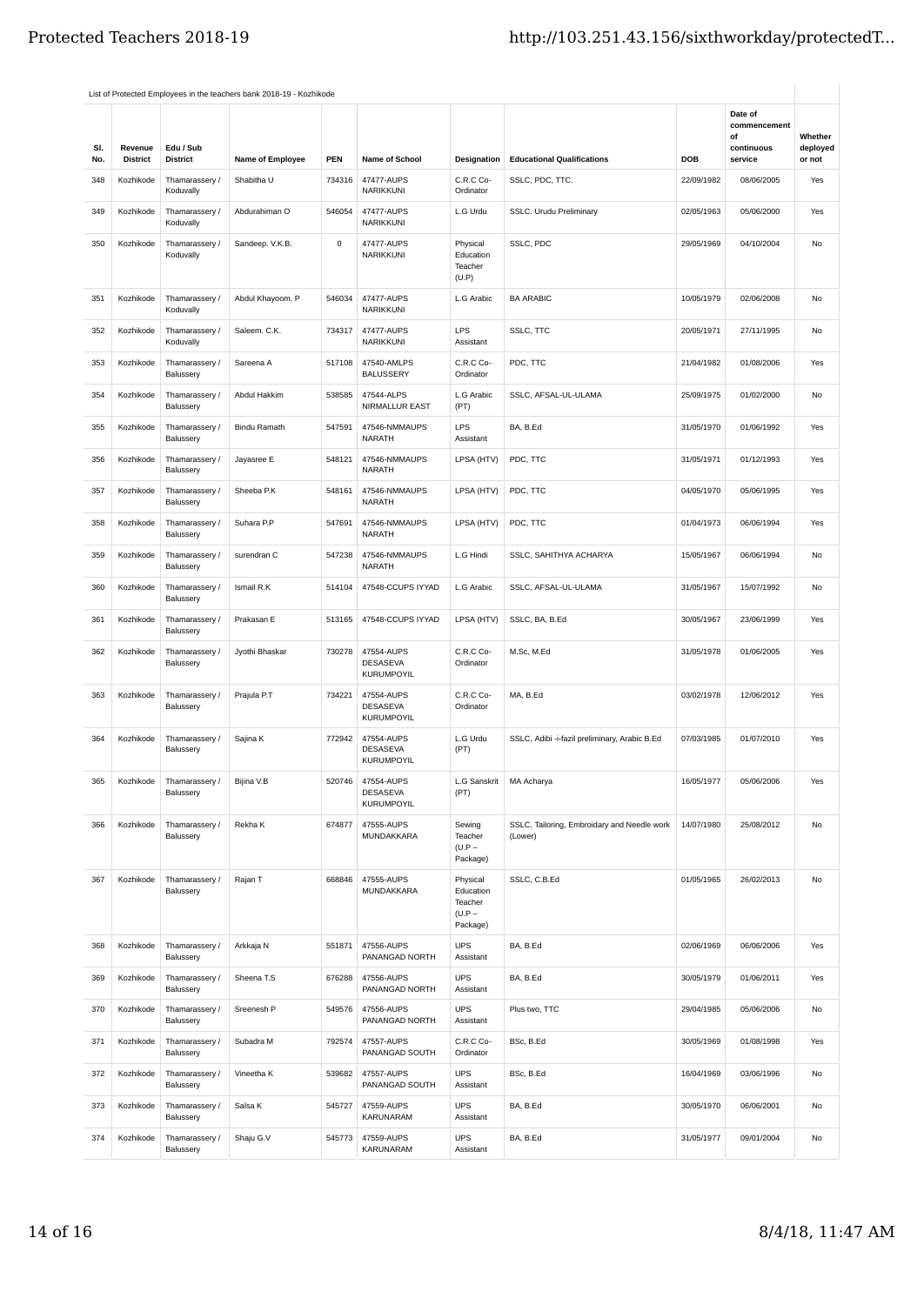List of Protected Employees in the teachers bank 2018-19 - Kozhikode

| Sl. No. | Revenue District | Edu / Sub District | Name of Employee | PEN | Name of School | Designation | Educational Qualifications | DOB | Date of commencement of continuous service | Whether deployed or not |
|---|---|---|---|---|---|---|---|---|---|---|
| 348 | Kozhikode | Thamarassery / Koduvally | Shabitha U | 734316 | 47477-AUPS NARIKKUNI | C.R.C Co-Ordinator | SSLC, PDC, TTC. | 22/09/1982 | 08/06/2005 | Yes |
| 349 | Kozhikode | Thamarassery / Koduvally | Abdurahiman O | 546054 | 47477-AUPS NARIKKUNI | L.G Urdu | SSLC. Urudu Preliminary | 02/05/1963 | 05/06/2000 | Yes |
| 350 | Kozhikode | Thamarassery / Koduvally | Sandeep. V.K.B. | 0 | 47477-AUPS NARIKKUNI | Physical Education Teacher (U.P) | SSLC, PDC | 29/05/1969 | 04/10/2004 | No |
| 351 | Kozhikode | Thamarassery / Koduvally | Abdul Khayoom. P | 546034 | 47477-AUPS NARIKKUNI | L.G Arabic | BA ARABIC | 10/05/1979 | 02/06/2008 | No |
| 352 | Kozhikode | Thamarassery / Koduvally | Saleem. C.K. | 734317 | 47477-AUPS NARIKKUNI | LPS Assistant | SSLC, TTC | 20/05/1971 | 27/11/1995 | No |
| 353 | Kozhikode | Thamarassery / Balussery | Sareena A | 517108 | 47540-AMLPS BALUSSERY | C.R.C Co-Ordinator | PDC, TTC | 21/04/1982 | 01/08/2006 | Yes |
| 354 | Kozhikode | Thamarassery / Balussery | Abdul Hakkim | 538585 | 47544-ALPS NIRMALLUR EAST | L.G Arabic (PT) | SSLC, AFSAL-UL-ULAMA | 25/09/1975 | 01/02/2000 | No |
| 355 | Kozhikode | Thamarassery / Balussery | Bindu Ramath | 547591 | 47546-NMMAUPS NARATH | LPS Assistant | BA, B.Ed | 31/05/1970 | 01/06/1992 | Yes |
| 356 | Kozhikode | Thamarassery / Balussery | Jayasree E | 548121 | 47546-NMMAUPS NARATH | LPSA (HTV) | PDC, TTC | 31/05/1971 | 01/12/1993 | Yes |
| 357 | Kozhikode | Thamarassery / Balussery | Sheeba P.K | 548161 | 47546-NMMAUPS NARATH | LPSA (HTV) | PDC, TTC | 04/05/1970 | 05/06/1995 | Yes |
| 358 | Kozhikode | Thamarassery / Balussery | Suhara P.P | 547691 | 47546-NMMAUPS NARATH | LPSA (HTV) | PDC, TTC | 01/04/1973 | 06/06/1994 | Yes |
| 359 | Kozhikode | Thamarassery / Balussery | surendran C | 547238 | 47546-NMMAUPS NARATH | L.G Hindi | SSLC, SAHITHYA ACHARYA | 15/05/1967 | 06/06/1994 | No |
| 360 | Kozhikode | Thamarassery / Balussery | Ismail R.K | 514104 | 47548-CCUPS IYYAD | L.G Arabic | SSLC, AFSAL-UL-ULAMA | 31/05/1967 | 15/07/1992 | No |
| 361 | Kozhikode | Thamarassery / Balussery | Prakasan E | 513165 | 47548-CCUPS IYYAD | LPSA (HTV) | SSLC, BA, B.Ed | 30/05/1967 | 23/06/1999 | Yes |
| 362 | Kozhikode | Thamarassery / Balussery | Jyothi Bhaskar | 730278 | 47554-AUPS DESASEVA KURUMPOYIL | C.R.C Co-Ordinator | M.Sc, M.Ed | 31/05/1978 | 01/06/2005 | Yes |
| 363 | Kozhikode | Thamarassery / Balussery | Prajula P.T | 734221 | 47554-AUPS DESASEVA KURUMPOYIL | C.R.C Co-Ordinator | MA, B.Ed | 03/02/1978 | 12/06/2012 | Yes |
| 364 | Kozhikode | Thamarassery / Balussery | Sajina K | 772942 | 47554-AUPS DESASEVA KURUMPOYIL | L.G Urdu (PT) | SSLC, Adibi -i-fazil preliminary, Arabic B.Ed | 07/03/1985 | 01/07/2010 | Yes |
| 365 | Kozhikode | Thamarassery / Balussery | Bijina V.B | 520746 | 47554-AUPS DESASEVA KURUMPOYIL | L.G Sanskrit (PT) | MA Acharya | 16/05/1977 | 05/06/2006 | Yes |
| 366 | Kozhikode | Thamarassery / Balussery | Rekha K | 674877 | 47555-AUPS MUNDAKKARA | Sewing Teacher (U.P – Package) | SSLC, Tailoring, Embroidary and Needle work (Lower) | 14/07/1980 | 25/08/2012 | No |
| 367 | Kozhikode | Thamarassery / Balussery | Rajan T | 668846 | 47555-AUPS MUNDAKKARA | Physical Education Teacher (U.P – Package) | SSLC, C.B.Ed | 01/05/1965 | 26/02/2013 | No |
| 368 | Kozhikode | Thamarassery / Balussery | Arkkaja N | 551871 | 47556-AUPS PANANGAD NORTH | UPS Assistant | BA, B.Ed | 02/06/1969 | 06/06/2006 | Yes |
| 369 | Kozhikode | Thamarassery / Balussery | Sheena T.S | 676288 | 47556-AUPS PANANGAD NORTH | UPS Assistant | BA, B.Ed | 30/05/1979 | 01/06/2011 | Yes |
| 370 | Kozhikode | Thamarassery / Balussery | Sreenesh P | 549576 | 47556-AUPS PANANGAD NORTH | UPS Assistant | Plus two, TTC | 29/04/1985 | 05/06/2006 | No |
| 371 | Kozhikode | Thamarassery / Balussery | Subadra M | 792574 | 47557-AUPS PANANGAD SOUTH | C.R.C Co-Ordinator | BSc, B.Ed | 30/05/1969 | 01/08/1998 | Yes |
| 372 | Kozhikode | Thamarassery / Balussery | Vineetha K | 539682 | 47557-AUPS PANANGAD SOUTH | UPS Assistant | BSc, B.Ed | 16/04/1969 | 03/06/1996 | No |
| 373 | Kozhikode | Thamarassery / Balussery | Salsa K | 545727 | 47559-AUPS KARUNARAM | UPS Assistant | BA, B.Ed | 30/05/1970 | 06/06/2001 | No |
| 374 | Kozhikode | Thamarassery / Balussery | Shaju G.V | 545773 | 47559-AUPS KARUNARAM | UPS Assistant | BA, B.Ed | 31/05/1977 | 09/01/2004 | No |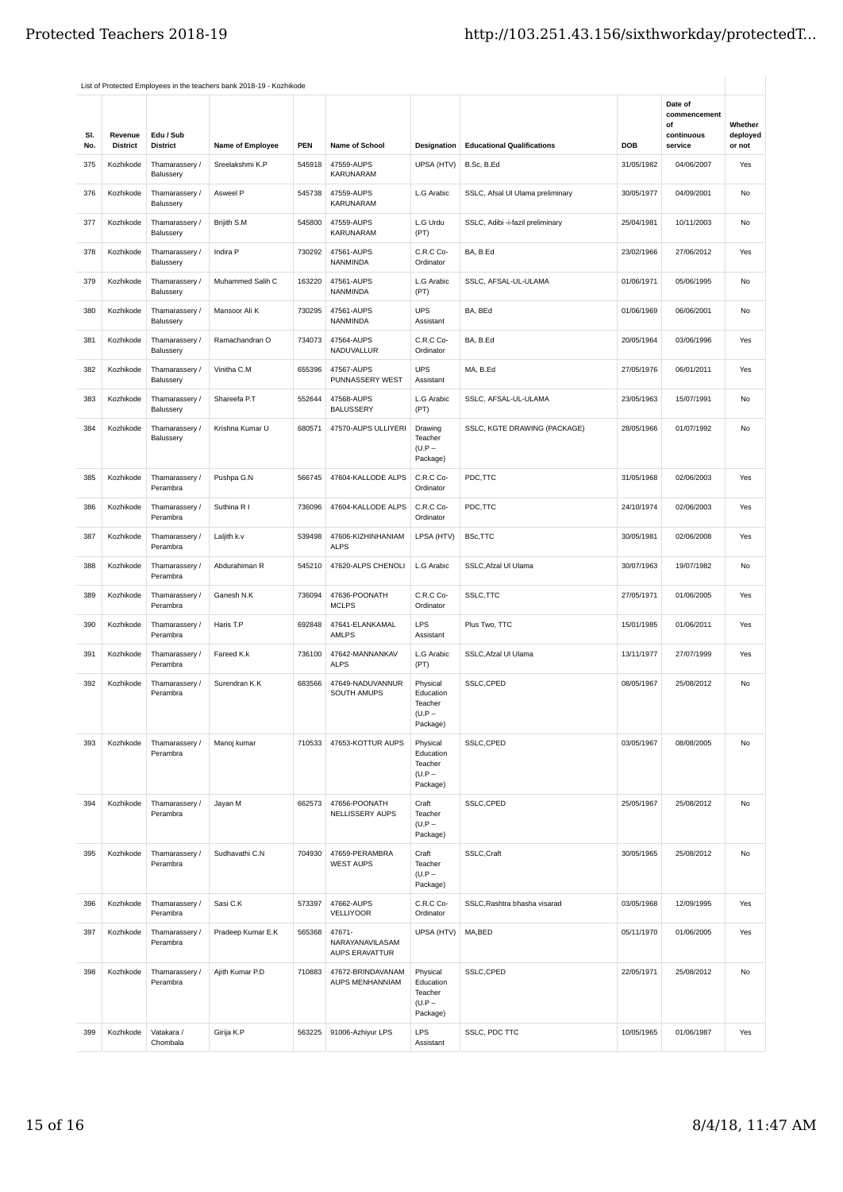List of Protected Employees in the teachers bank 2018-19 - Kozhikode

| Sl. No. | Revenue District | Edu / Sub District | Name of Employee | PEN | Name of School | Designation | Educational Qualifications | DOB | Date of commencement of continuous service | Whether deployed or not |
|---|---|---|---|---|---|---|---|---|---|---|
| 375 | Kozhikode | Thamarassery / Balussery | Sreelakshmi K.P | 545918 | 47559-AUPS KARUNARAM | UPSA (HTV) | B.Sc, B.Ed | 31/05/1982 | 04/06/2007 | Yes |
| 376 | Kozhikode | Thamarassery / Balussery | Asweel P | 545738 | 47559-AUPS KARUNARAM | L.G Arabic | SSLC, Afsal Ul Ulama preliminary | 30/05/1977 | 04/09/2001 | No |
| 377 | Kozhikode | Thamarassery / Balussery | Brijith S.M | 545800 | 47559-AUPS KARUNARAM | L.G Urdu (PT) | SSLC, Adibi -i-fazil preliminary | 25/04/1981 | 10/11/2003 | No |
| 378 | Kozhikode | Thamarassery / Balussery | Indira P | 730292 | 47561-AUPS NANMINDA | C.R.C Co-Ordinator | BA, B.Ed | 23/02/1966 | 27/06/2012 | Yes |
| 379 | Kozhikode | Thamarassery / Balussery | Muhammed Salih C | 163220 | 47561-AUPS NANMINDA | L.G Arabic (PT) | SSLC, AFSAL-UL-ULAMA | 01/06/1971 | 05/06/1995 | No |
| 380 | Kozhikode | Thamarassery / Balussery | Mansoor Ali K | 730295 | 47561-AUPS NANMINDA | UPS Assistant | BA, BEd | 01/06/1969 | 06/06/2001 | No |
| 381 | Kozhikode | Thamarassery / Balussery | Ramachandran O | 734073 | 47564-AUPS NADUVALLUR | C.R.C Co-Ordinator | BA, B.Ed | 20/05/1964 | 03/06/1996 | Yes |
| 382 | Kozhikode | Thamarassery / Balussery | Vinitha C.M | 655396 | 47567-AUPS PUNNASSERY WEST | UPS Assistant | MA, B.Ed | 27/05/1976 | 06/01/2011 | Yes |
| 383 | Kozhikode | Thamarassery / Balussery | Shareefa P.T | 552644 | 47568-AUPS BALUSSERY | L.G Arabic (PT) | SSLC, AFSAL-UL-ULAMA | 23/05/1963 | 15/07/1991 | No |
| 384 | Kozhikode | Thamarassery / Balussery | Krishna Kumar U | 680571 | 47570-AUPS ULLIYERI | Drawing Teacher (U.P – Package) | SSLC, KGTE DRAWING (PACKAGE) | 28/05/1966 | 01/07/1992 | No |
| 385 | Kozhikode | Thamarassery / Perambra | Pushpa G.N | 566745 | 47604-KALLODE ALPS | C.R.C Co-Ordinator | PDC,TTC | 31/05/1968 | 02/06/2003 | Yes |
| 386 | Kozhikode | Thamarassery / Perambra | Suthina R I | 736096 | 47604-KALLODE ALPS | C.R.C Co-Ordinator | PDC,TTC | 24/10/1974 | 02/06/2003 | Yes |
| 387 | Kozhikode | Thamarassery / Perambra | Laljith k.v | 539498 | 47606-KIZHINHANIAM ALPS | LPSA (HTV) | BSc,TTC | 30/05/1981 | 02/06/2008 | Yes |
| 388 | Kozhikode | Thamarassery / Perambra | Abdurahiman R | 545210 | 47620-ALPS CHENOLI | L.G Arabic | SSLC,Afzal Ul Ulama | 30/07/1963 | 19/07/1982 | No |
| 389 | Kozhikode | Thamarassery / Perambra | Ganesh N.K | 736094 | 47636-POONATH MCLPS | C.R.C Co-Ordinator | SSLC,TTC | 27/05/1971 | 01/06/2005 | Yes |
| 390 | Kozhikode | Thamarassery / Perambra | Haris T.P | 692848 | 47641-ELANKAMAL AMLPS | LPS Assistant | Plus Two, TTC | 15/01/1985 | 01/06/2011 | Yes |
| 391 | Kozhikode | Thamarassery / Perambra | Fareed K.k | 736100 | 47642-MANNANKAV ALPS | L.G Arabic (PT) | SSLC,Afzal Ul Ulama | 13/11/1977 | 27/07/1999 | Yes |
| 392 | Kozhikode | Thamarassery / Perambra | Surendran K.K | 683566 | 47649-NADUVANNUR SOUTH AMUPS | Physical Education Teacher (U.P – Package) | SSLC,CPED | 08/05/1967 | 25/08/2012 | No |
| 393 | Kozhikode | Thamarassery / Perambra | Manoj kumar | 710533 | 47653-KOTTUR AUPS | Physical Education Teacher (U.P – Package) | SSLC,CPED | 03/05/1967 | 08/08/2005 | No |
| 394 | Kozhikode | Thamarassery / Perambra | Jayan M | 662573 | 47656-POONATH NELLISSERY AUPS | Craft Teacher (U.P – Package) | SSLC,CPED | 25/05/1967 | 25/08/2012 | No |
| 395 | Kozhikode | Thamarassery / Perambra | Sudhavathi C.N | 704930 | 47659-PERAMBRA WEST AUPS | Craft Teacher (U.P – Package) | SSLC,Craft | 30/05/1965 | 25/08/2012 | No |
| 396 | Kozhikode | Thamarassery / Perambra | Sasi C.K | 573397 | 47662-AUPS VELLIYOOR | C.R.C Co-Ordinator | SSLC,Rashtra bhasha visarad | 03/05/1968 | 12/09/1995 | Yes |
| 397 | Kozhikode | Thamarassery / Perambra | Pradeep Kumar E.K | 565368 | 47671-NARAYANAVILASAM AUPS ERAVATTUR | UPSA (HTV) | MA,BED | 05/11/1970 | 01/06/2005 | Yes |
| 398 | Kozhikode | Thamarassery / Perambra | Ajith Kumar P.D | 710883 | 47672-BRINDAVANAM AUPS MENHANNIAM | Physical Education Teacher (U.P – Package) | SSLC,CPED | 22/05/1971 | 25/08/2012 | No |
| 399 | Kozhikode | Vatakara / Chombala | Girija K.P | 563225 | 91006-Azhiyur LPS | LPS Assistant | SSLC, PDC TTC | 10/05/1965 | 01/06/1987 | Yes |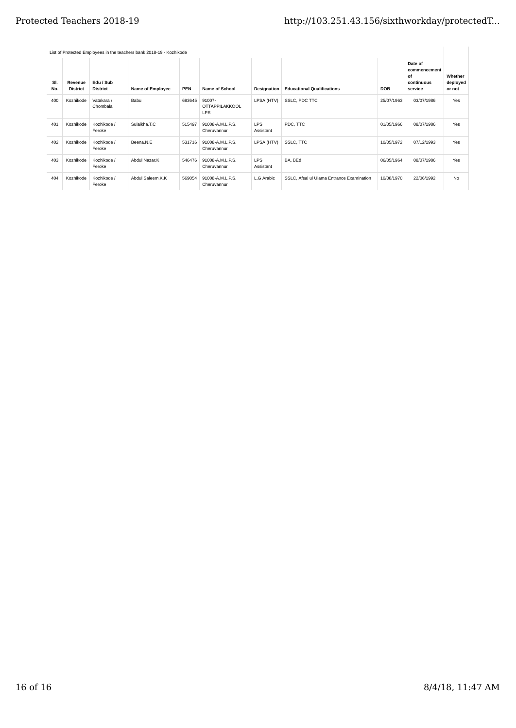List of Protected Employees in the teachers bank 2018-19 - Kozhikode

| Sl. No. | Revenue District | Edu / Sub District | Name of Employee | PEN | Name of School | Designation | Educational Qualifications | DOB | Date of commencement of continuous service | Whether deployed or not |
|---|---|---|---|---|---|---|---|---|---|---|
| 400 | Kozhikode | Vatakara / Chombala | Babu | 683645 | 91007-OTTAPPILAKKOOL LPS | LPSA (HTV) | SSLC, PDC TTC | 25/07/1963 | 03/07/1986 | Yes |
| 401 | Kozhikode | Kozhikode / Feroke | Sulaikha.T.C | 515497 | 91008-A.M.L.P.S. Cheruvannur | LPS Assistant | PDC, TTC | 01/05/1966 | 08/07/1986 | Yes |
| 402 | Kozhikode | Kozhikode / Feroke | Beena.N.E | 531716 | 91008-A.M.L.P.S. Cheruvannur | LPSA (HTV) | SSLC, TTC | 10/05/1972 | 07/12/1993 | Yes |
| 403 | Kozhikode | Kozhikode / Feroke | Abdul Nazar.K | 546476 | 91008-A.M.L.P.S. Cheruvannur | LPS Assistant | BA, BEd | 06/05/1964 | 08/07/1986 | Yes |
| 404 | Kozhikode | Kozhikode / Feroke | Abdul Saleem.K.K | 569054 | 91008-A.M.L.P.S. Cheruvannur | L.G Arabic | SSLC, Afsal ul Ulama Entrance Examination | 10/08/1970 | 22/06/1992 | No |